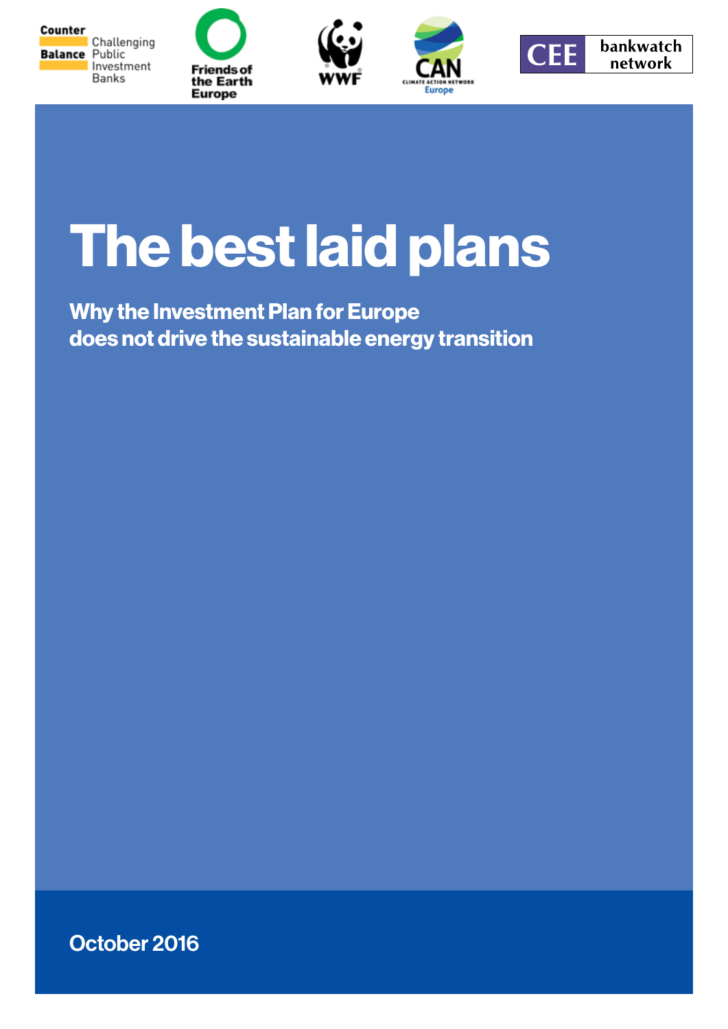Counter Balance Challenging Public Investment Banks

Friends of the Earth Europe

WWF

CAN Climate Action Network Europe

CEE bankwatch network

# The best laid plans

## Why the Investment Plan for Europe does not drive the sustainable energy transition

October 2016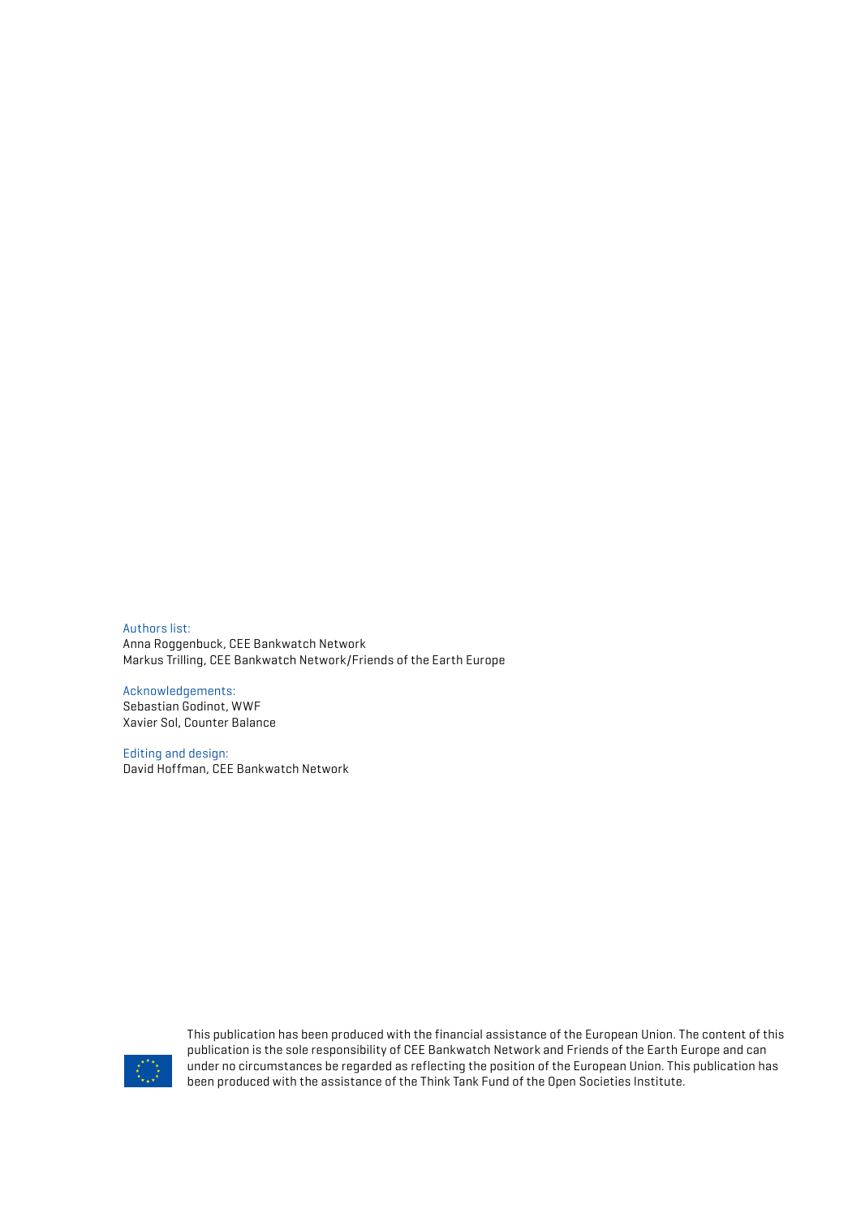Authors list:
Anna Roggenbuck, CEE Bankwatch Network
Markus Trilling, CEE Bankwatch Network/Friends of the Earth Europe

Acknowledgements:
Sebastian Godinot, WWF
Xavier Sol, Counter Balance

Editing and design:
David Hoffman, CEE Bankwatch Network

This publication has been produced with the financial assistance of the European Union. The content of this publication is the sole responsibility of CEE Bankwatch Network and Friends of the Earth Europe and can under no circumstances be regarded as reflecting the position of the European Union. This publication has been produced with the assistance of the Think Tank Fund of the Open Societies Institute.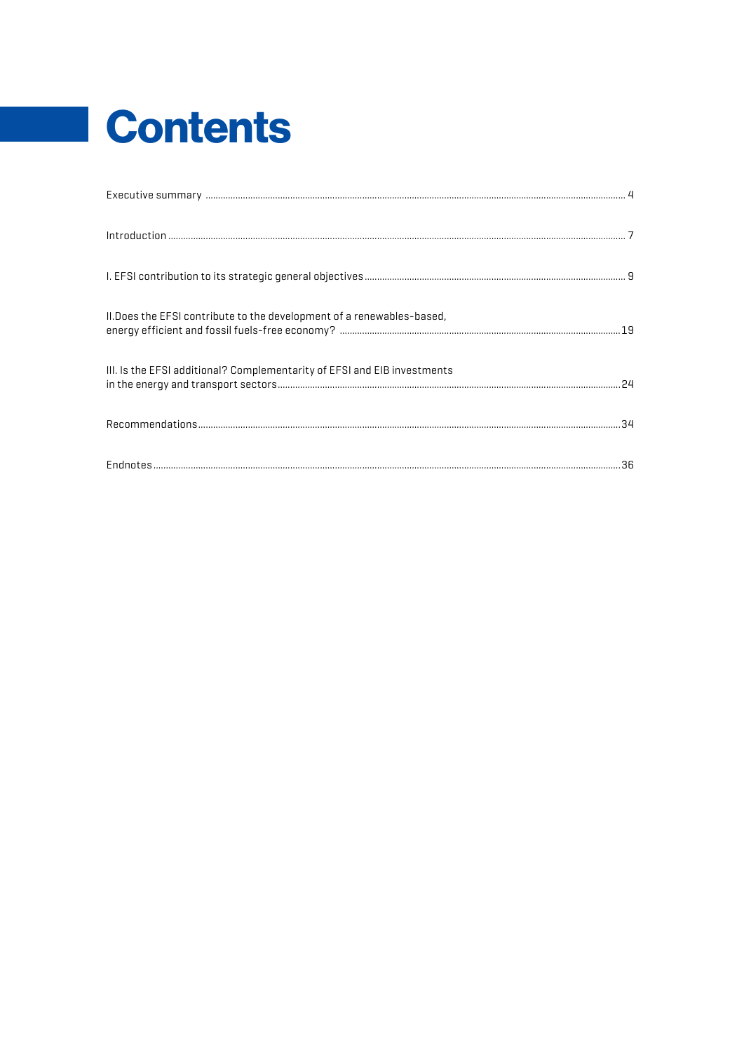# Contents

Executive summary .................... 4

Introduction .................... 7

I. EFSI contribution to its strategic general objectives .................... 9

II.Does the EFSI contribute to the development of a renewables-based, energy efficient and fossil fuels-free economy? .................... 19

III. Is the EFSI additional? Complementarity of EFSI and EIB investments in the energy and transport sectors .................... 24

Recommendations .................... 34

Endnotes .................... 36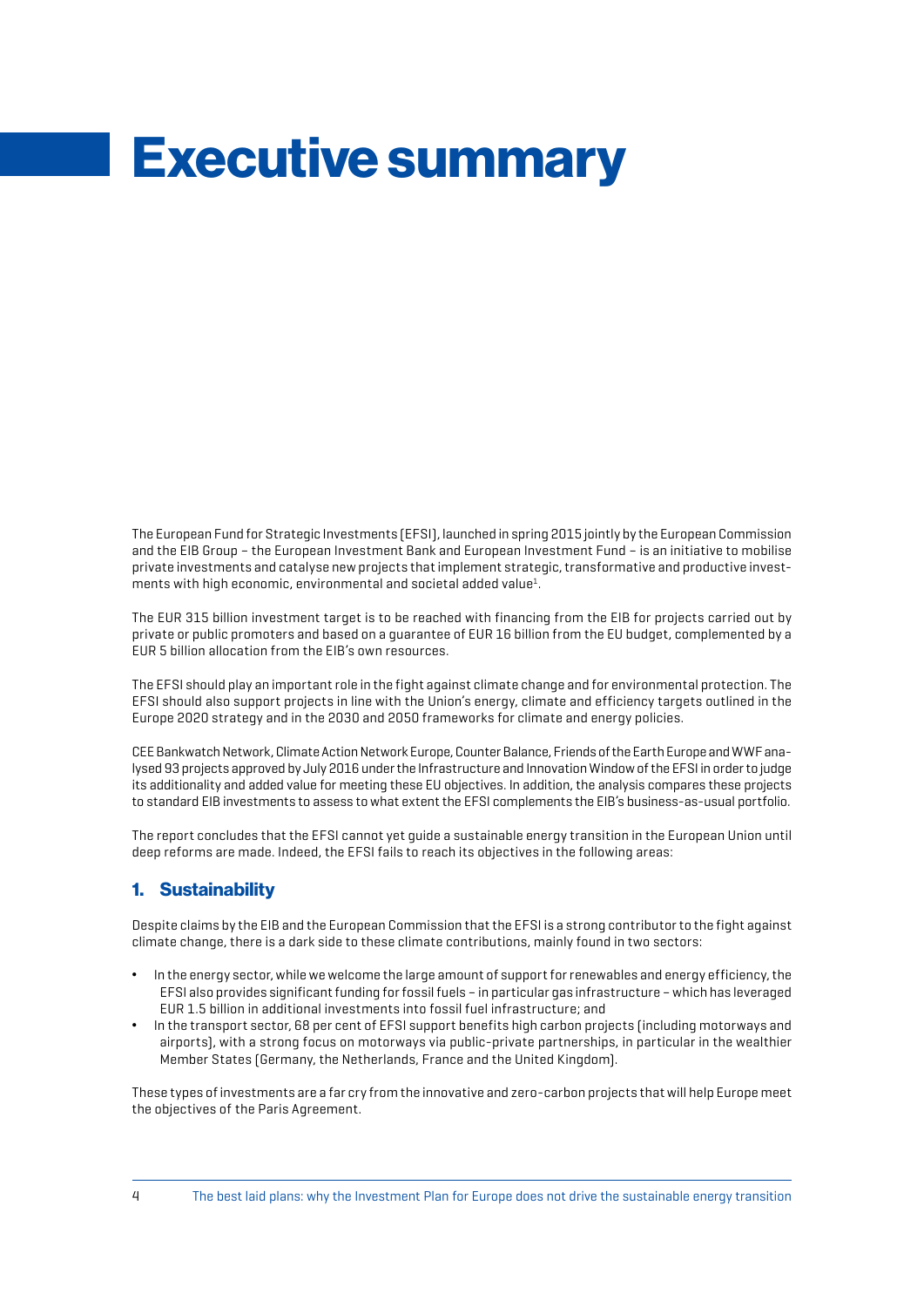# Executive summary

The European Fund for Strategic Investments (EFSI), launched in spring 2015 jointly by the European Commission and the EIB Group – the European Investment Bank and European Investment Fund – is an initiative to mobilise private investments and catalyse new projects that implement strategic, transformative and productive investments with high economic, environmental and societal added value[1].

The EUR 315 billion investment target is to be reached with financing from the EIB for projects carried out by private or public promoters and based on a guarantee of EUR 16 billion from the EU budget, complemented by a EUR 5 billion allocation from the EIB's own resources.

The EFSI should play an important role in the fight against climate change and for environmental protection. The EFSI should also support projects in line with the Union's energy, climate and efficiency targets outlined in the Europe 2020 strategy and in the 2030 and 2050 frameworks for climate and energy policies.

CEE Bankwatch Network, Climate Action Network Europe, Counter Balance, Friends of the Earth Europe and WWF analysed 93 projects approved by July 2016 under the Infrastructure and Innovation Window of the EFSI in order to judge its additionality and added value for meeting these EU objectives. In addition, the analysis compares these projects to standard EIB investments to assess to what extent the EFSI complements the EIB's business-as-usual portfolio.

The report concludes that the EFSI cannot yet guide a sustainable energy transition in the European Union until deep reforms are made. Indeed, the EFSI fails to reach its objectives in the following areas:

## 1. Sustainability

Despite claims by the EIB and the European Commission that the EFSI is a strong contributor to the fight against climate change, there is a dark side to these climate contributions, mainly found in two sectors:

- In the energy sector, while we welcome the large amount of support for renewables and energy efficiency, the EFSI also provides significant funding for fossil fuels – in particular gas infrastructure – which has leveraged EUR 1.5 billion in additional investments into fossil fuel infrastructure; and
- In the transport sector, 68 per cent of EFSI support benefits high carbon projects (including motorways and airports), with a strong focus on motorways via public-private partnerships, in particular in the wealthier Member States (Germany, the Netherlands, France and the United Kingdom).

These types of investments are a far cry from the innovative and zero-carbon projects that will help Europe meet the objectives of the Paris Agreement.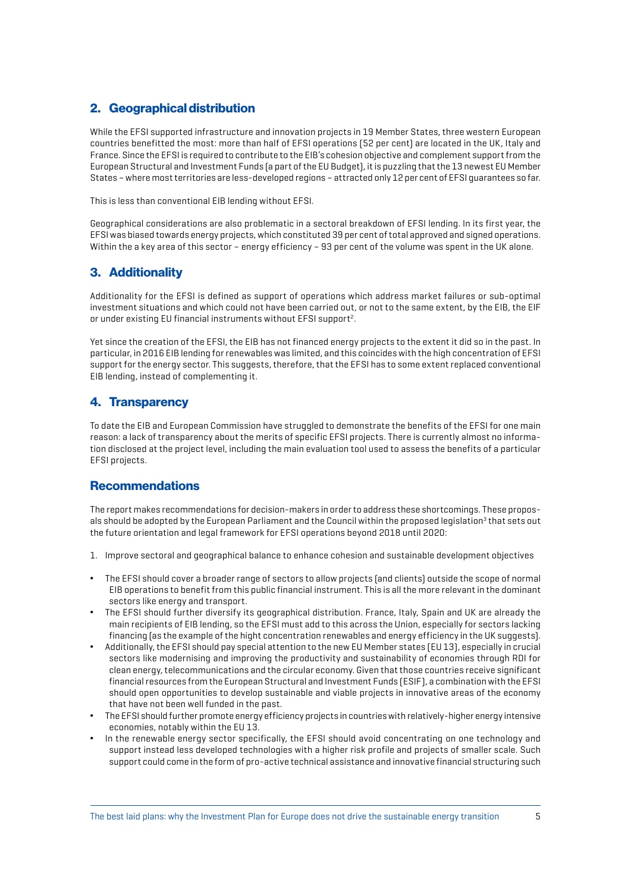## 2. Geographical distribution

While the EFSI supported infrastructure and innovation projects in 19 Member States, three western European countries benefitted the most: more than half of EFSI operations (52 per cent) are located in the UK, Italy and France. Since the EFSI is required to contribute to the EIB's cohesion objective and complement support from the European Structural and Investment Funds (a part of the EU Budget), it is puzzling that the 13 newest EU Member States – where most territories are less-developed regions – attracted only 12 per cent of EFSI guarantees so far.

This is less than conventional EIB lending without EFSI.

Geographical considerations are also problematic in a sectoral breakdown of EFSI lending. In its first year, the EFSI was biased towards energy projects, which constituted 39 per cent of total approved and signed operations. Within the a key area of this sector – energy efficiency – 93 per cent of the volume was spent in the UK alone.

## 3. Additionality

Additionality for the EFSI is defined as support of operations which address market failures or sub-optimal investment situations and which could not have been carried out, or not to the same extent, by the EIB, the EIF or under existing EU financial instruments without EFSI support[2].

Yet since the creation of the EFSI, the EIB has not financed energy projects to the extent it did so in the past. In particular, in 2016 EIB lending for renewables was limited, and this coincides with the high concentration of EFSI support for the energy sector. This suggests, therefore, that the EFSI has to some extent replaced conventional EIB lending, instead of complementing it.

## 4. Transparency

To date the EIB and European Commission have struggled to demonstrate the benefits of the EFSI for one main reason: a lack of transparency about the merits of specific EFSI projects. There is currently almost no information disclosed at the project level, including the main evaluation tool used to assess the benefits of a particular EFSI projects.

## Recommendations

The report makes recommendations for decision-makers in order to address these shortcomings. These proposals should be adopted by the European Parliament and the Council within the proposed legislation[3] that sets out the future orientation and legal framework for EFSI operations beyond 2018 until 2020:

1. Improve sectoral and geographical balance to enhance cohesion and sustainable development objectives

- The EFSI should cover a broader range of sectors to allow projects (and clients) outside the scope of normal EIB operations to benefit from this public financial instrument. This is all the more relevant in the dominant sectors like energy and transport.
- The EFSI should further diversify its geographical distribution. France, Italy, Spain and UK are already the main recipients of EIB lending, so the EFSI must add to this across the Union, especially for sectors lacking financing (as the example of the hight concentration renewables and energy efficiency in the UK suggests).
- Additionally, the EFSI should pay special attention to the new EU Member states (EU 13), especially in crucial sectors like modernising and improving the productivity and sustainability of economies through RDI for clean energy, telecommunications and the circular economy. Given that those countries receive significant financial resources from the European Structural and Investment Funds (ESIF), a combination with the EFSI should open opportunities to develop sustainable and viable projects in innovative areas of the economy that have not been well funded in the past.
- The EFSI should further promote energy efficiency projects in countries with relatively-higher energy intensive economies, notably within the EU 13.
- In the renewable energy sector specifically, the EFSI should avoid concentrating on one technology and support instead less developed technologies with a higher risk profile and projects of smaller scale. Such support could come in the form of pro-active technical assistance and innovative financial structuring such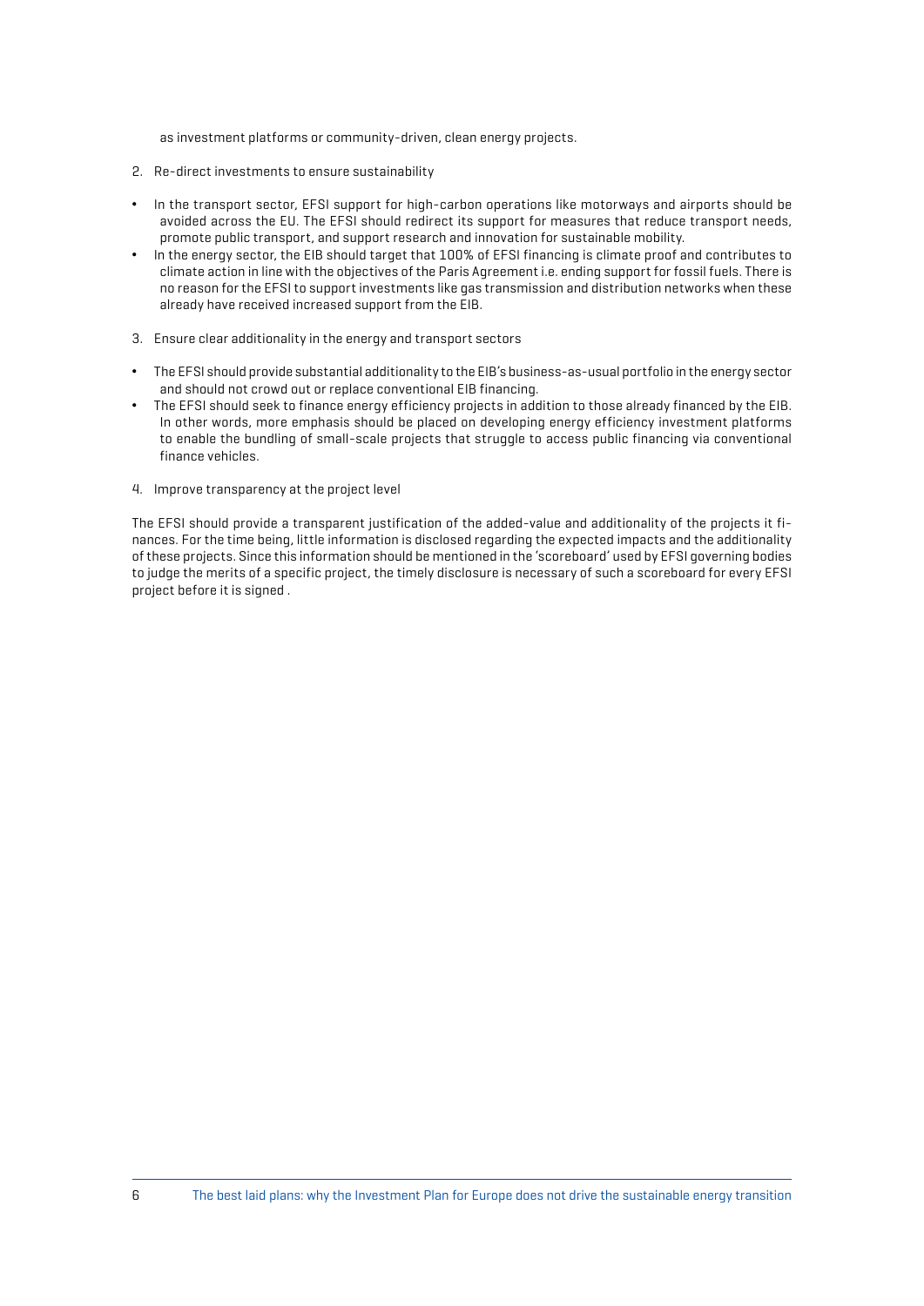as investment platforms or community-driven, clean energy projects.

2. Re-direct investments to ensure sustainability

- In the transport sector, EFSI support for high-carbon operations like motorways and airports should be avoided across the EU. The EFSI should redirect its support for measures that reduce transport needs, promote public transport, and support research and innovation for sustainable mobility.
- In the energy sector, the EIB should target that 100% of EFSI financing is climate proof and contributes to climate action in line with the objectives of the Paris Agreement i.e. ending support for fossil fuels. There is no reason for the EFSI to support investments like gas transmission and distribution networks when these already have received increased support from the EIB.

3. Ensure clear additionality in the energy and transport sectors

- The EFSI should provide substantial additionality to the EIB's business-as-usual portfolio in the energy sector and should not crowd out or replace conventional EIB financing.
- The EFSI should seek to finance energy efficiency projects in addition to those already financed by the EIB. In other words, more emphasis should be placed on developing energy efficiency investment platforms to enable the bundling of small-scale projects that struggle to access public financing via conventional finance vehicles.

4. Improve transparency at the project level

The EFSI should provide a transparent justification of the added-value and additionality of the projects it finances. For the time being, little information is disclosed regarding the expected impacts and the additionality of these projects. Since this information should be mentioned in the 'scoreboard' used by EFSI governing bodies to judge the merits of a specific project, the timely disclosure is necessary of such a scoreboard for every EFSI project before it is signed .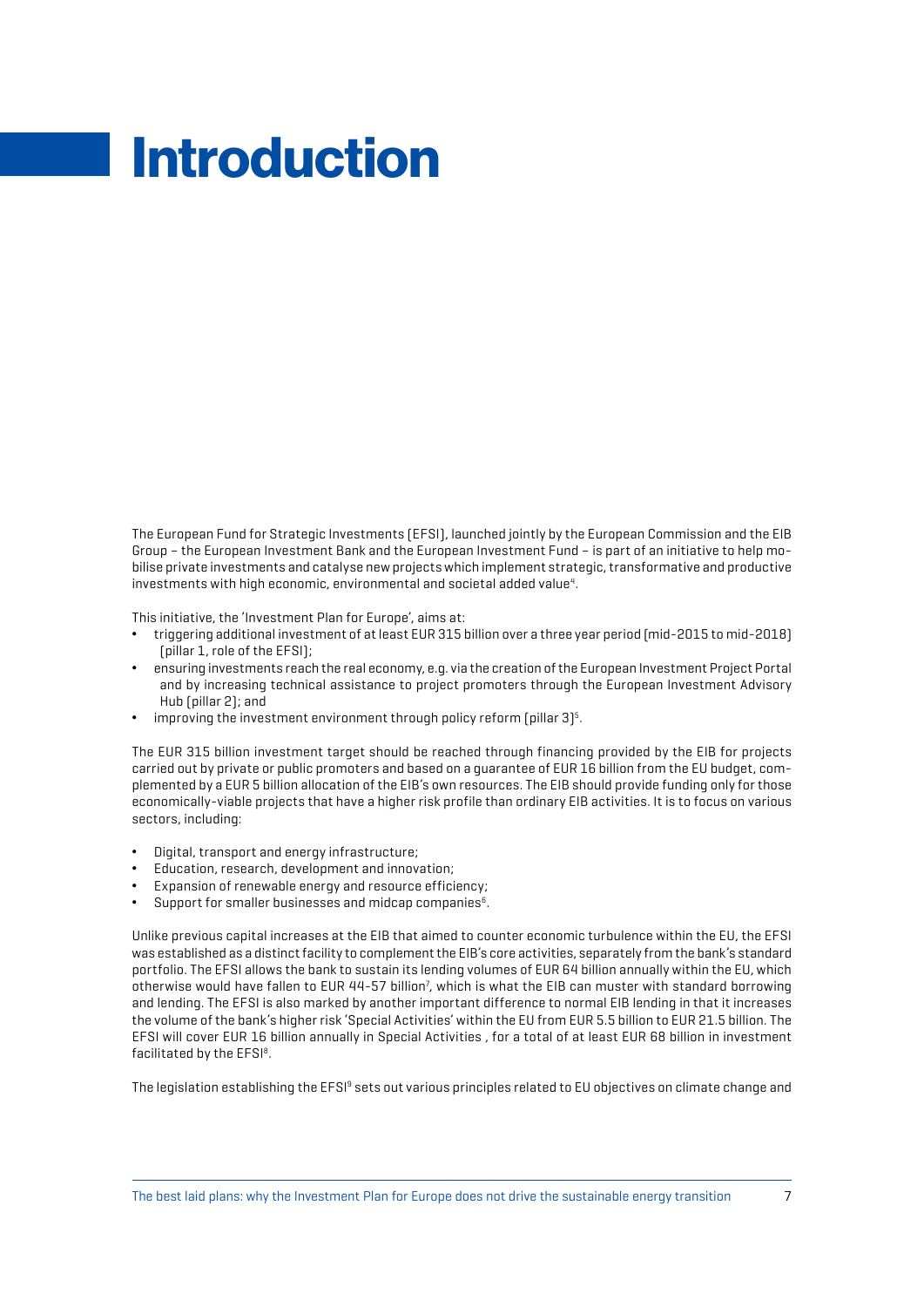# Introduction

The European Fund for Strategic Investments (EFSI), launched jointly by the European Commission and the EIB Group – the European Investment Bank and the European Investment Fund – is part of an initiative to help mobilise private investments and catalyse new projects which implement strategic, transformative and productive investments with high economic, environmental and societal added value[4].

This initiative, the 'Investment Plan for Europe', aims at:

- triggering additional investment of at least EUR 315 billion over a three year period (mid-2015 to mid-2018) (pillar 1, role of the EFSI);
- ensuring investments reach the real economy, e.g. via the creation of the European Investment Project Portal and by increasing technical assistance to project promoters through the European Investment Advisory Hub (pillar 2); and
- improving the investment environment through policy reform (pillar 3)[5].

The EUR 315 billion investment target should be reached through financing provided by the EIB for projects carried out by private or public promoters and based on a guarantee of EUR 16 billion from the EU budget, complemented by a EUR 5 billion allocation of the EIB's own resources. The EIB should provide funding only for those economically-viable projects that have a higher risk profile than ordinary EIB activities. It is to focus on various sectors, including:

- Digital, transport and energy infrastructure;
- Education, research, development and innovation;
- Expansion of renewable energy and resource efficiency;
- Support for smaller businesses and midcap companies[6].

Unlike previous capital increases at the EIB that aimed to counter economic turbulence within the EU, the EFSI was established as a distinct facility to complement the EIB's core activities, separately from the bank's standard portfolio. The EFSI allows the bank to sustain its lending volumes of EUR 64 billion annually within the EU, which otherwise would have fallen to EUR 44-57 billion[7], which is what the EIB can muster with standard borrowing and lending. The EFSI is also marked by another important difference to normal EIB lending in that it increases the volume of the bank's higher risk 'Special Activities' within the EU from EUR 5.5 billion to EUR 21.5 billion. The EFSI will cover EUR 16 billion annually in Special Activities , for a total of at least EUR 68 billion in investment facilitated by the EFSI[8].

The legislation establishing the EFSI[9] sets out various principles related to EU objectives on climate change and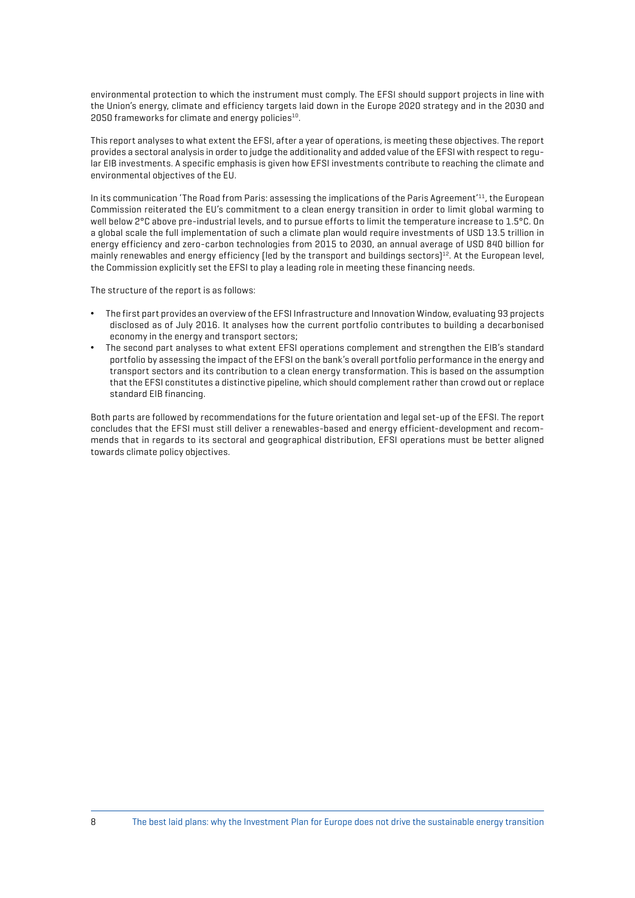environmental protection to which the instrument must comply. The EFSI should support projects in line with the Union's energy, climate and efficiency targets laid down in the Europe 2020 strategy and in the 2030 and 2050 frameworks for climate and energy policies[10].

This report analyses to what extent the EFSI, after a year of operations, is meeting these objectives. The report provides a sectoral analysis in order to judge the additionality and added value of the EFSI with respect to regular EIB investments. A specific emphasis is given how EFSI investments contribute to reaching the climate and environmental objectives of the EU.

In its communication 'The Road from Paris: assessing the implications of the Paris Agreement'[11], the European Commission reiterated the EU's commitment to a clean energy transition in order to limit global warming to well below 2°C above pre-industrial levels, and to pursue efforts to limit the temperature increase to 1.5°C. On a global scale the full implementation of such a climate plan would require investments of USD 13.5 trillion in energy efficiency and zero-carbon technologies from 2015 to 2030, an annual average of USD 840 billion for mainly renewables and energy efficiency (led by the transport and buildings sectors)[12]. At the European level, the Commission explicitly set the EFSI to play a leading role in meeting these financing needs.

The structure of the report is as follows:

- The first part provides an overview of the EFSI Infrastructure and Innovation Window, evaluating 93 projects disclosed as of July 2016. It analyses how the current portfolio contributes to building a decarbonised economy in the energy and transport sectors;
- The second part analyses to what extent EFSI operations complement and strengthen the EIB's standard portfolio by assessing the impact of the EFSI on the bank's overall portfolio performance in the energy and transport sectors and its contribution to a clean energy transformation. This is based on the assumption that the EFSI constitutes a distinctive pipeline, which should complement rather than crowd out or replace standard EIB financing.

Both parts are followed by recommendations for the future orientation and legal set-up of the EFSI. The report concludes that the EFSI must still deliver a renewables-based and energy efficient-development and recommends that in regards to its sectoral and geographical distribution, EFSI operations must be better aligned towards climate policy objectives.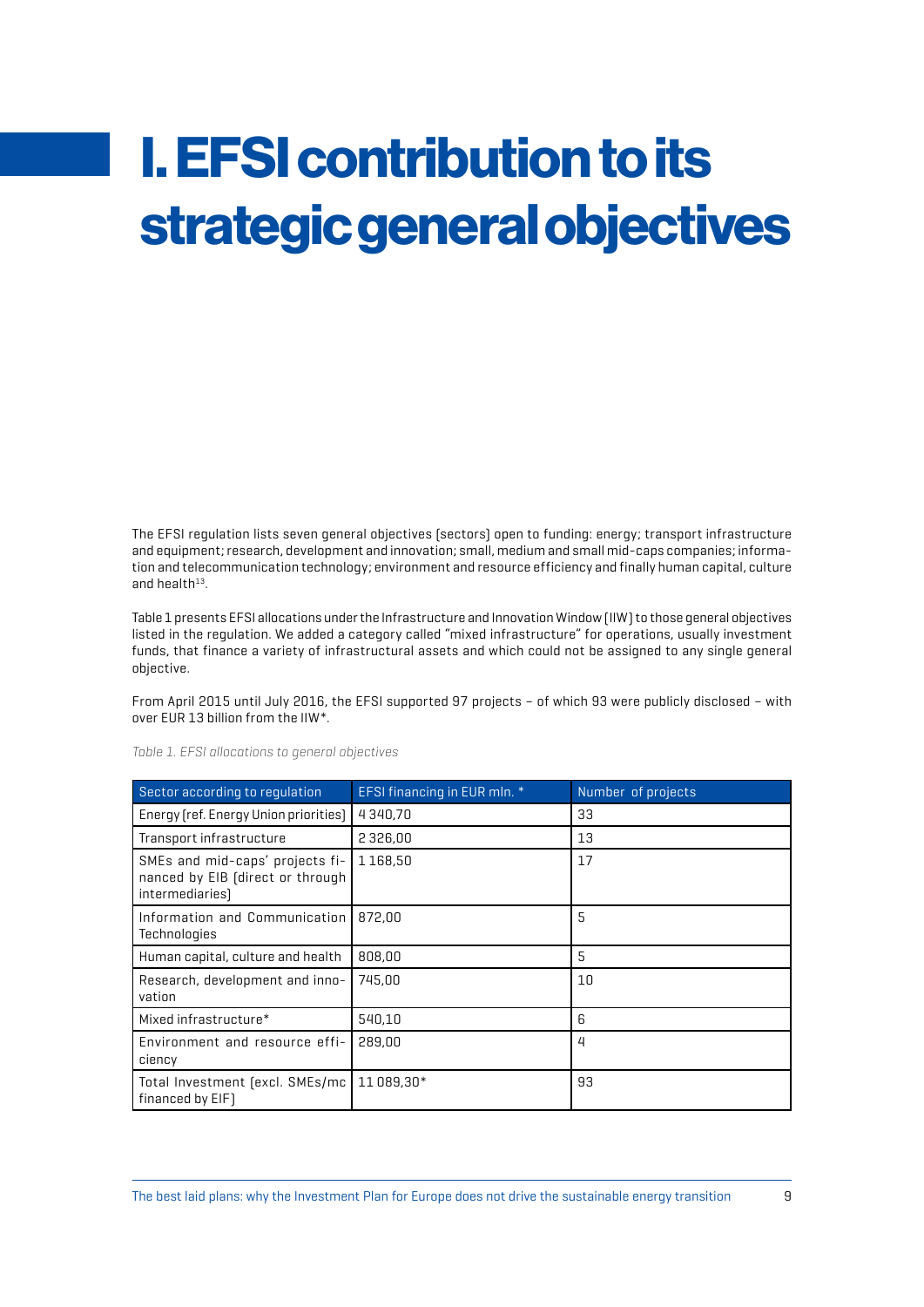# I. EFSI contribution to its strategic general objectives

The EFSI regulation lists seven general objectives (sectors) open to funding: energy; transport infrastructure and equipment; research, development and innovation; small, medium and small mid-caps companies; information and telecommunication technology; environment and resource efficiency and finally human capital, culture and health[13].

Table 1 presents EFSI allocations under the Infrastructure and Innovation Window (IIW) to those general objectives listed in the regulation. We added a category called "mixed infrastructure" for operations, usually investment funds, that finance a variety of infrastructural assets and which could not be assigned to any single general objective.

From April 2015 until July 2016, the EFSI supported 97 projects – of which 93 were publicly disclosed – with over EUR 13 billion from the IIW*.

*Table 1. EFSI allocations to general objectives*

| Sector according to regulation | EFSI financing in EUR mln. * | Number of projects |
|---|---|---|
| Energy (ref. Energy Union priorities) | 4 340,70 | 33 |
| Transport infrastructure | 2 326,00 | 13 |
| SMEs and mid-caps' projects financed by EIB (direct or through intermediaries) | 1 168,50 | 17 |
| Information and Communication Technologies | 872,00 | 5 |
| Human capital, culture and health | 808,00 | 5 |
| Research, development and innovation | 745,00 | 10 |
| Mixed infrastructure* | 540,10 | 6 |
| Environment and resource efficiency | 289,00 | 4 |
| Total Investment (excl. SMEs/mc financed by EIF) | 11 089,30* | 93 |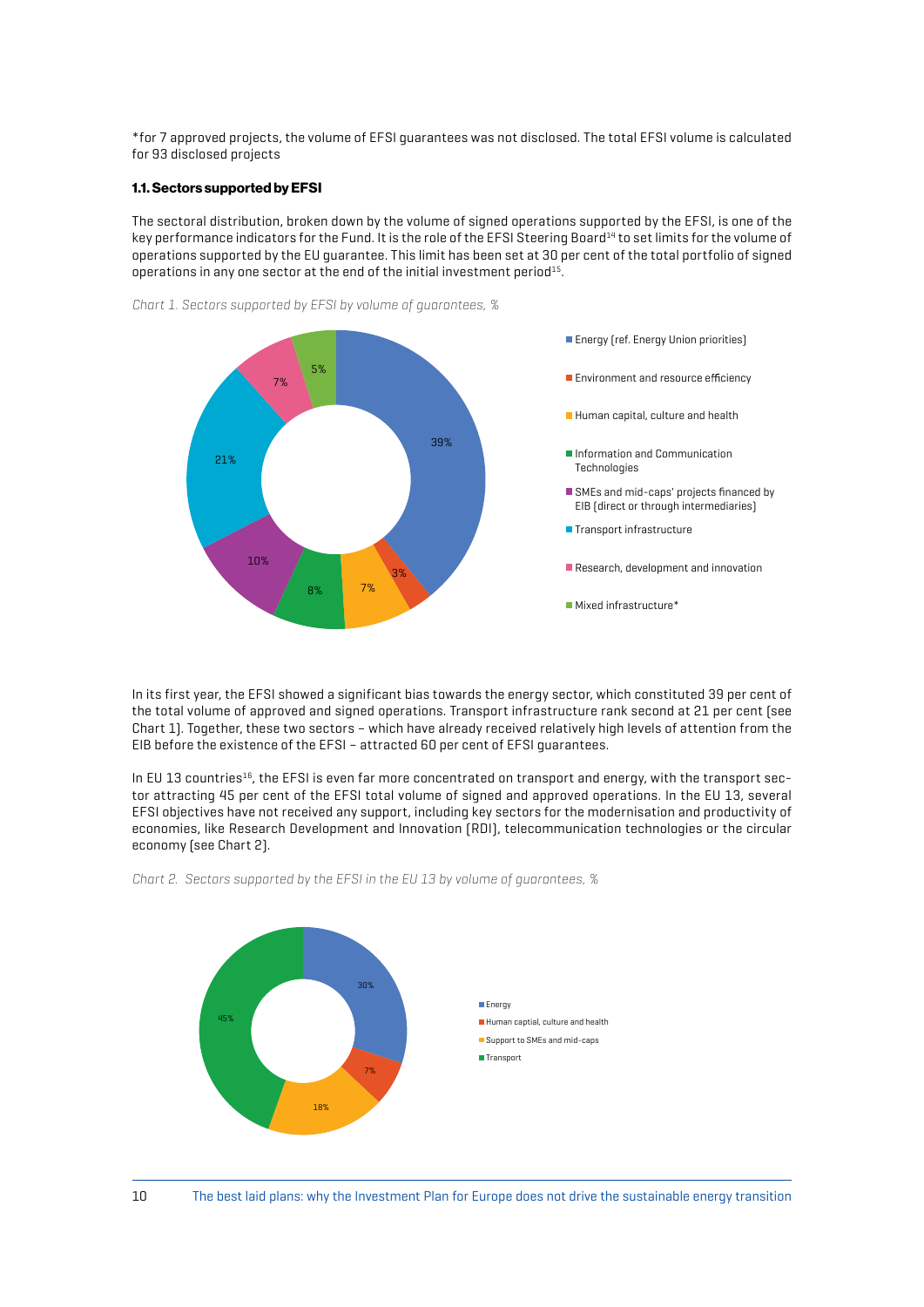*for 7 approved projects, the volume of EFSI guarantees was not disclosed. The total EFSI volume is calculated for 93 disclosed projects

#### 1.1. Sectors supported by EFSI

The sectoral distribution, broken down by the volume of signed operations supported by the EFSI, is one of the key performance indicators for the Fund. It is the role of the EFSI Steering Board[14] to set limits for the volume of operations supported by the EU guarantee. This limit has been set at 30 per cent of the total portfolio of signed operations in any one sector at the end of the initial investment period[15].

*Chart 1. Sectors supported by EFSI by volume of guarantees, %*

| Sector | % |
|---|---|
| Energy (ref. Energy Union priorities) | 39% |
| Environment and resource efficiency | 3% |
| Human capital, culture and health | 7% |
| Information and Communication Technologies | 8% |
| SMEs and mid-caps' projects financed by EIB (direct or through intermediaries) | 10% |
| Transport infrastructure | 21% |
| Research, development and innovation | 7% |
| Mixed infrastructure* | 5% |

In its first year, the EFSI showed a significant bias towards the energy sector, which constituted 39 per cent of the total volume of approved and signed operations. Transport infrastructure rank second at 21 per cent (see Chart 1). Together, these two sectors – which have already received relatively high levels of attention from the EIB before the existence of the EFSI – attracted 60 per cent of EFSI guarantees.

In EU 13 countries[16], the EFSI is even far more concentrated on transport and energy, with the transport sector attracting 45 per cent of the EFSI total volume of signed and approved operations. In the EU 13, several EFSI objectives have not received any support, including key sectors for the modernisation and productivity of economies, like Research Development and Innovation (RDI), telecommunication technologies or the circular economy (see Chart 2).

*Chart 2. Sectors supported by the EFSI in the EU 13 by volume of guarantees, %*

| Sector | % |
|---|---|
| Energy | 30% |
| Human captial, culture and health | 7% |
| Support to SMEs and mid-caps | 18% |
| Transport | 45% |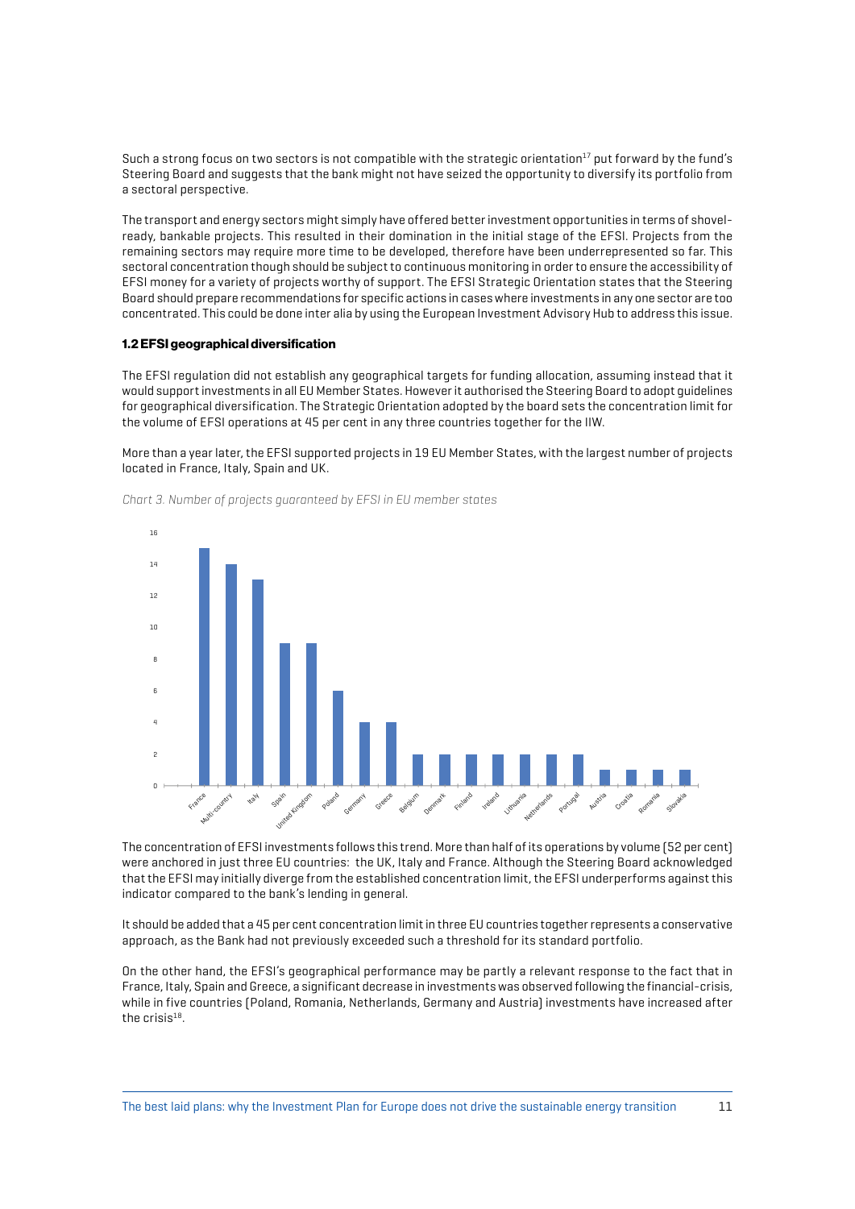Such a strong focus on two sectors is not compatible with the strategic orientation[17] put forward by the fund's Steering Board and suggests that the bank might not have seized the opportunity to diversify its portfolio from a sectoral perspective.

The transport and energy sectors might simply have offered better investment opportunities in terms of shovel-ready, bankable projects. This resulted in their domination in the initial stage of the EFSI. Projects from the remaining sectors may require more time to be developed, therefore have been underrepresented so far. This sectoral concentration though should be subject to continuous monitoring in order to ensure the accessibility of EFSI money for a variety of projects worthy of support. The EFSI Strategic Orientation states that the Steering Board should prepare recommendations for specific actions in cases where investments in any one sector are too concentrated. This could be done inter alia by using the European Investment Advisory Hub to address this issue.

### 1.2 EFSI geographical diversification

The EFSI regulation did not establish any geographical targets for funding allocation, assuming instead that it would support investments in all EU Member States. However it authorised the Steering Board to adopt guidelines for geographical diversification. The Strategic Orientation adopted by the board sets the concentration limit for the volume of EFSI operations at 45 per cent in any three countries together for the IIW.

More than a year later, the EFSI supported projects in 19 EU Member States, with the largest number of projects located in France, Italy, Spain and UK.

*Chart 3. Number of projects guaranteed by EFSI in EU member states*

| Country | Number of projects |
|---|---|
| France | 15 |
| Multi-country | 14 |
| Italy | 13 |
| Spain | 9 |
| United Kingdom | 9 |
| Poland | 6 |
| Germany | 4 |
| Greece | 4 |
| Belgium | 2 |
| Denmark | 2 |
| Finland | 2 |
| Ireland | 2 |
| Lithuania | 2 |
| Netherlands | 2 |
| Portugal | 2 |
| Austria | 1 |
| Croatia | 1 |
| Romania | 1 |
| Slovakia | 1 |

The concentration of EFSI investments follows this trend. More than half of its operations by volume (52 per cent) were anchored in just three EU countries: the UK, Italy and France. Although the Steering Board acknowledged that the EFSI may initially diverge from the established concentration limit, the EFSI underperforms against this indicator compared to the bank's lending in general.

It should be added that a 45 per cent concentration limit in three EU countries together represents a conservative approach, as the Bank had not previously exceeded such a threshold for its standard portfolio.

On the other hand, the EFSI's geographical performance may be partly a relevant response to the fact that in France, Italy, Spain and Greece, a significant decrease in investments was observed following the financial-crisis, while in five countries (Poland, Romania, Netherlands, Germany and Austria) investments have increased after the crisis[18].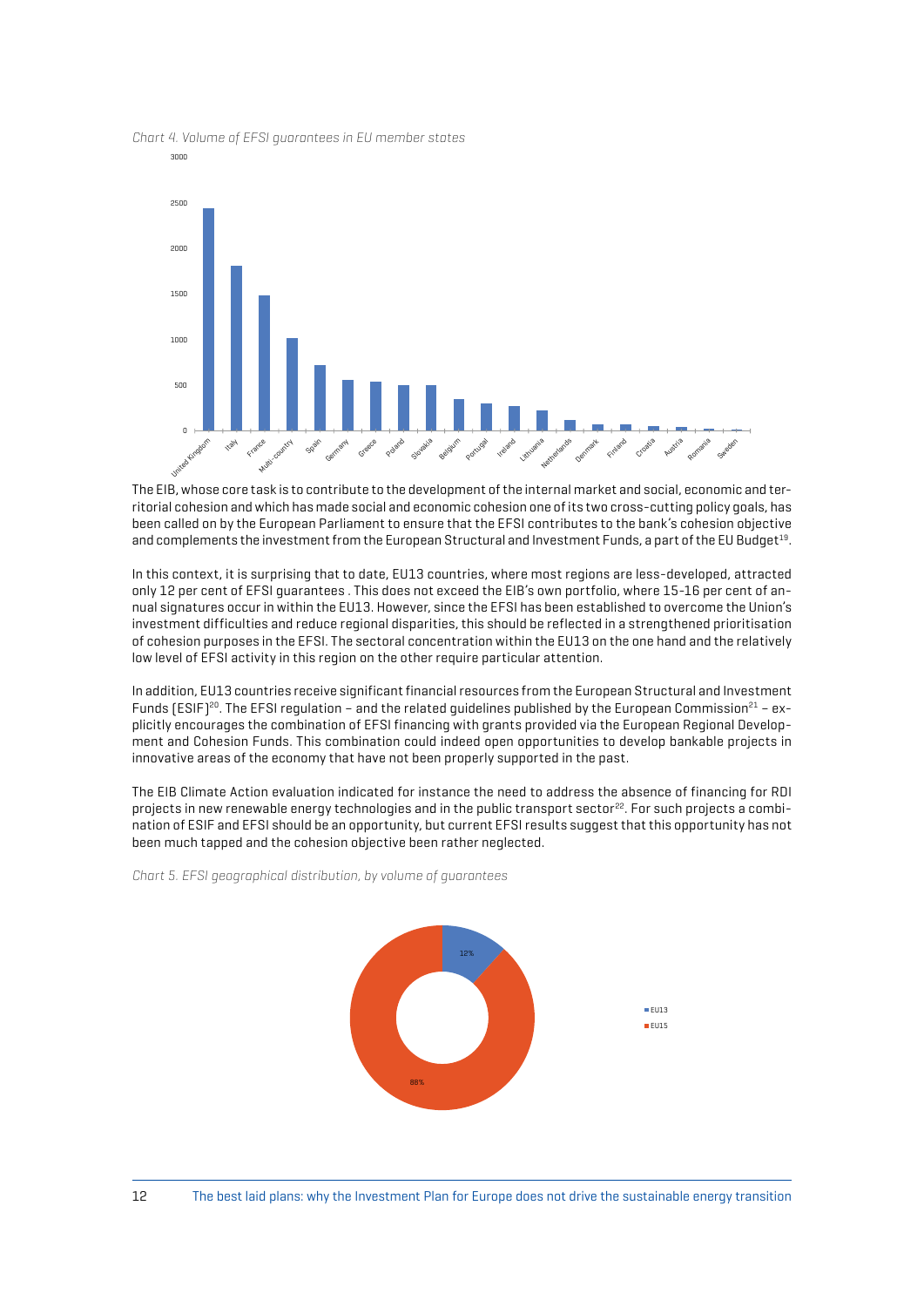*Chart 4. Volume of EFSI guarantees in EU member states*

The EIB, whose core task is to contribute to the development of the internal market and social, economic and territorial cohesion and which has made social and economic cohesion one of its two cross-cutting policy goals, has been called on by the European Parliament to ensure that the EFSI contributes to the bank's cohesion objective and complements the investment from the European Structural and Investment Funds, a part of the EU Budget[19].

In this context, it is surprising that to date, EU13 countries, where most regions are less-developed, attracted only 12 per cent of EFSI guarantees . This does not exceed the EIB's own portfolio, where 15-16 per cent of annual signatures occur in within the EU13. However, since the EFSI has been established to overcome the Union's investment difficulties and reduce regional disparities, this should be reflected in a strengthened prioritisation of cohesion purposes in the EFSI. The sectoral concentration within the EU13 on the one hand and the relatively low level of EFSI activity in this region on the other require particular attention.

In addition, EU13 countries receive significant financial resources from the European Structural and Investment Funds (ESIF)[20]. The EFSI regulation – and the related guidelines published by the European Commission[21] – explicitly encourages the combination of EFSI financing with grants provided via the European Regional Development and Cohesion Funds. This combination could indeed open opportunities to develop bankable projects in innovative areas of the economy that have not been properly supported in the past.

The EIB Climate Action evaluation indicated for instance the need to address the absence of financing for RDI projects in new renewable energy technologies and in the public transport sector[22]. For such projects a combination of ESIF and EFSI should be an opportunity, but current EFSI results suggest that this opportunity has not been much tapped and the cohesion objective been rather neglected.

*Chart 5. EFSI geographical distribution, by volume of guarantees*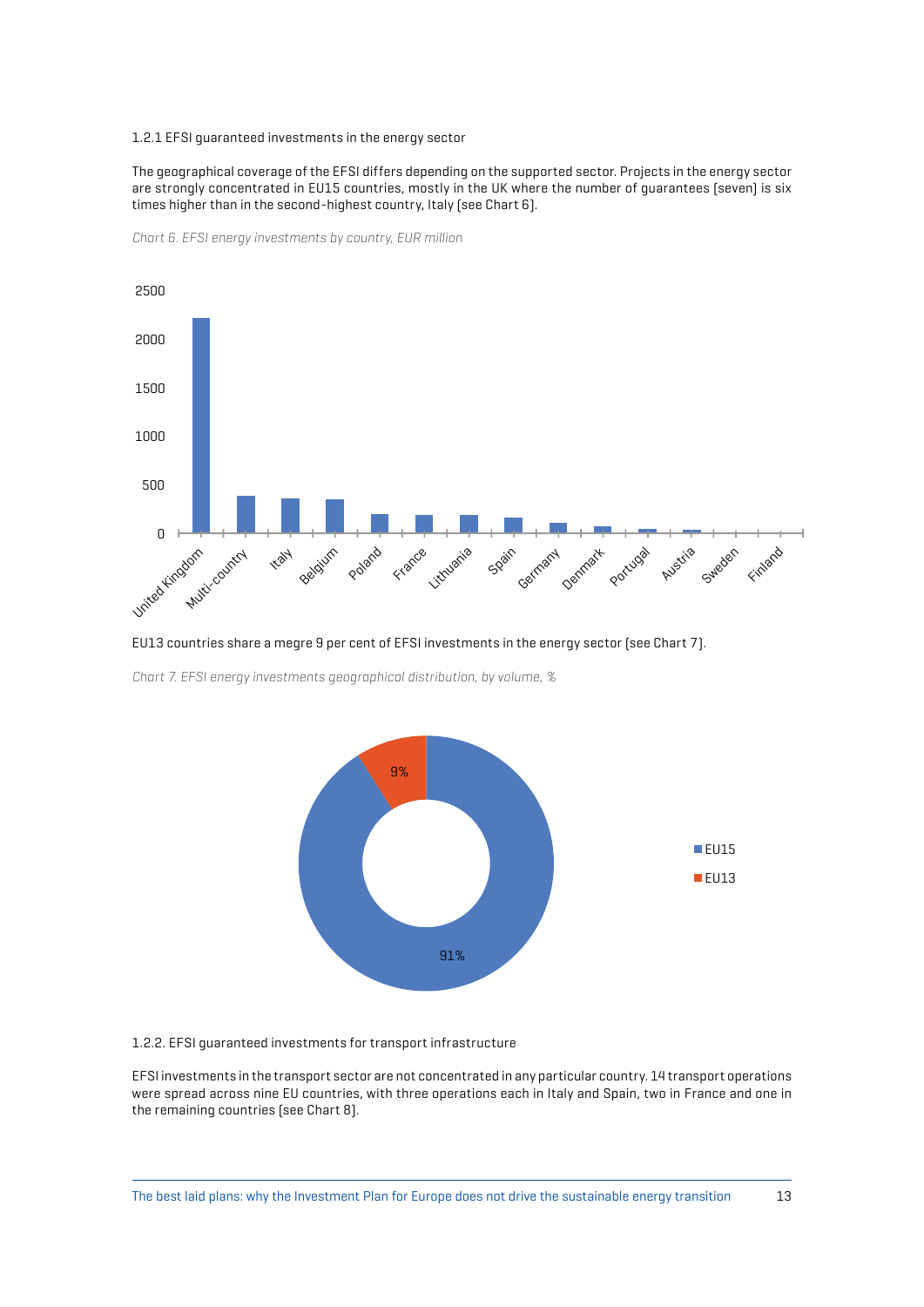### 1.2.1 EFSI guaranteed investments in the energy sector

The geographical coverage of the EFSI differs depending on the supported sector. Projects in the energy sector are strongly concentrated in EU15 countries, mostly in the UK where the number of guarantees (seven) is six times higher than in the second-highest country, Italy (see Chart 6).

*Chart 6. EFSI energy investments by country, EUR million*

EU13 countries share a megre 9 per cent of EFSI investments in the energy sector (see Chart 7).

*Chart 7. EFSI energy investments geographical distribution, by volume, %*

### 1.2.2. EFSI guaranteed investments for transport infrastructure

EFSI investments in the transport sector are not concentrated in any particular country. 14 transport operations were spread across nine EU countries, with three operations each in Italy and Spain, two in France and one in the remaining countries (see Chart 8).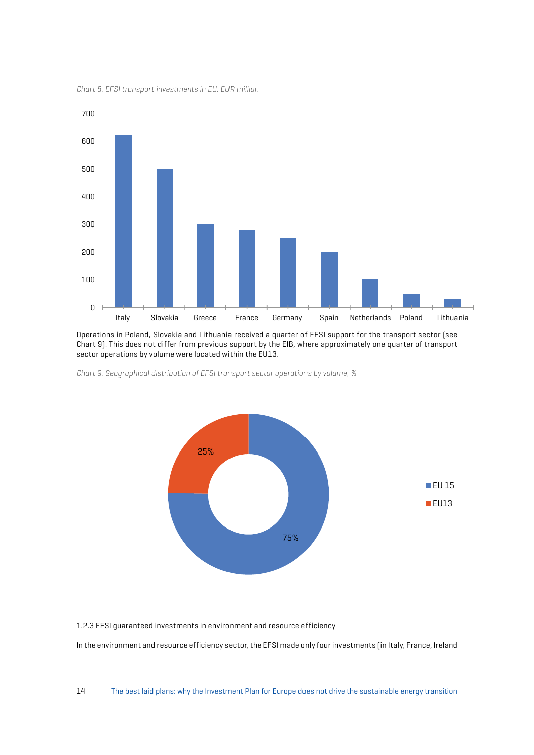*Chart 8. EFSI transport investments in EU, EUR million*

Operations in Poland, Slovakia and Lithuania received a quarter of EFSI support for the transport sector (see Chart 9). This does not differ from previous support by the EIB, where approximately one quarter of transport sector operations by volume were located within the EU13.

*Chart 9. Geographical distribution of EFSI transport sector operations by volume, %*

1.2.3 EFSI guaranteed investments in environment and resource efficiency

In the environment and resource efficiency sector, the EFSI made only four investments (in Italy, France, Ireland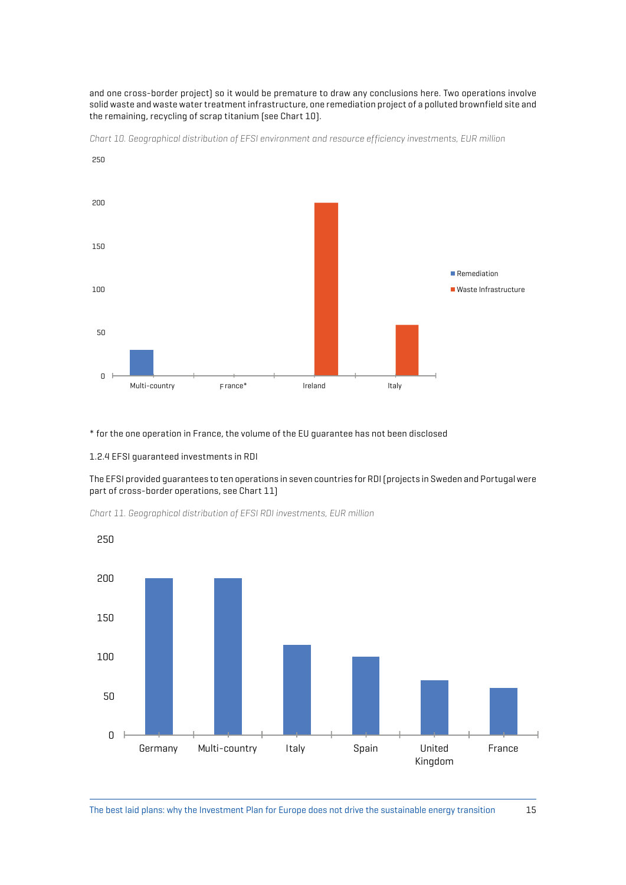and one cross-border project) so it would be premature to draw any conclusions here. Two operations involve solid waste and waste water treatment infrastructure, one remediation project of a polluted brownfield site and the remaining, recycling of scrap titanium (see Chart 10).

*Chart 10. Geographical distribution of EFSI environment and resource efficiency investments, EUR million*

| | Remediation | Waste Infrastructure |
|---|---|---|
| Multi-country | 30 | |
| France* | | |
| Ireland | | 200 |
| Italy | | 59 |

\* for the one operation in France, the volume of the EU guarantee has not been disclosed

1.2.4 EFSI guaranteed investments in RDI

The EFSI provided guarantees to ten operations in seven countries for RDI (projects in Sweden and Portugal were part of cross-border operations, see Chart 11)

*Chart 11. Geographical distribution of EFSI RDI investments, EUR million*

| Country | EUR million |
|---|---|
| Germany | 200 |
| Multi-country | 200 |
| Italy | 115 |
| Spain | 100 |
| United Kingdom | 70 |
| France | 60 |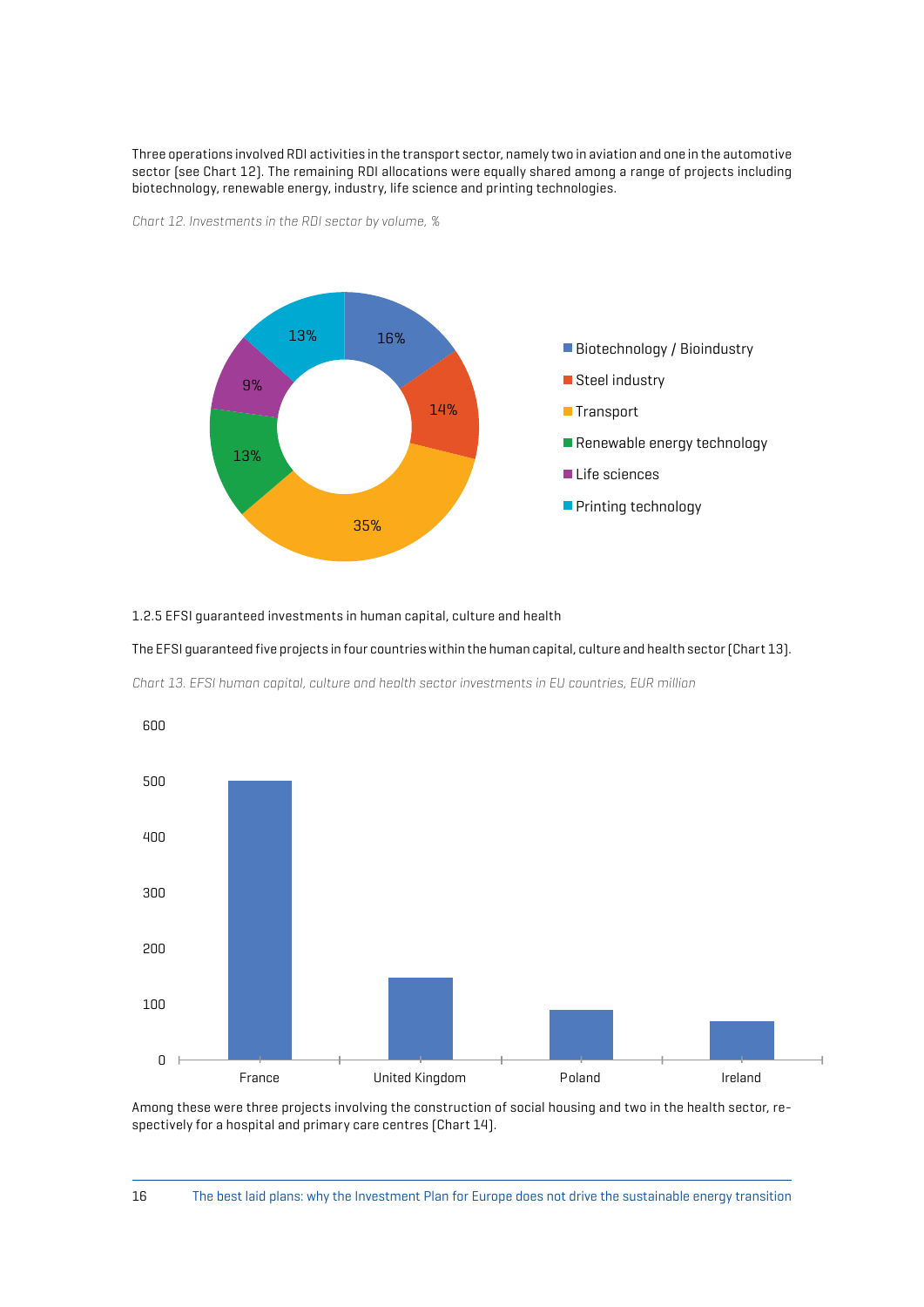Three operations involved RDI activities in the transport sector, namely two in aviation and one in the automotive sector (see Chart 12). The remaining RDI allocations were equally shared among a range of projects including biotechnology, renewable energy, industry, life science and printing technologies.

*Chart 12. Investments in the RDI sector by volume, %*

| Sector | % |
|---|---|
| Biotechnology / Bioindustry | 16% |
| Steel industry | 14% |
| Transport | 35% |
| Renewable energy technology | 13% |
| Life sciences | 9% |
| Printing technology | 13% |

### 1.2.5 EFSI guaranteed investments in human capital, culture and health

The EFSI guaranteed five projects in four countries within the human capital, culture and health sector (Chart 13).

*Chart 13. EFSI human capital, culture and health sector investments in EU countries, EUR million*

| Country | EUR million (approx.) |
|---|---|
| France | 500 |
| United Kingdom | 148 |
| Poland | 90 |
| Ireland | 70 |

Among these were three projects involving the construction of social housing and two in the health sector, respectively for a hospital and primary care centres (Chart 14).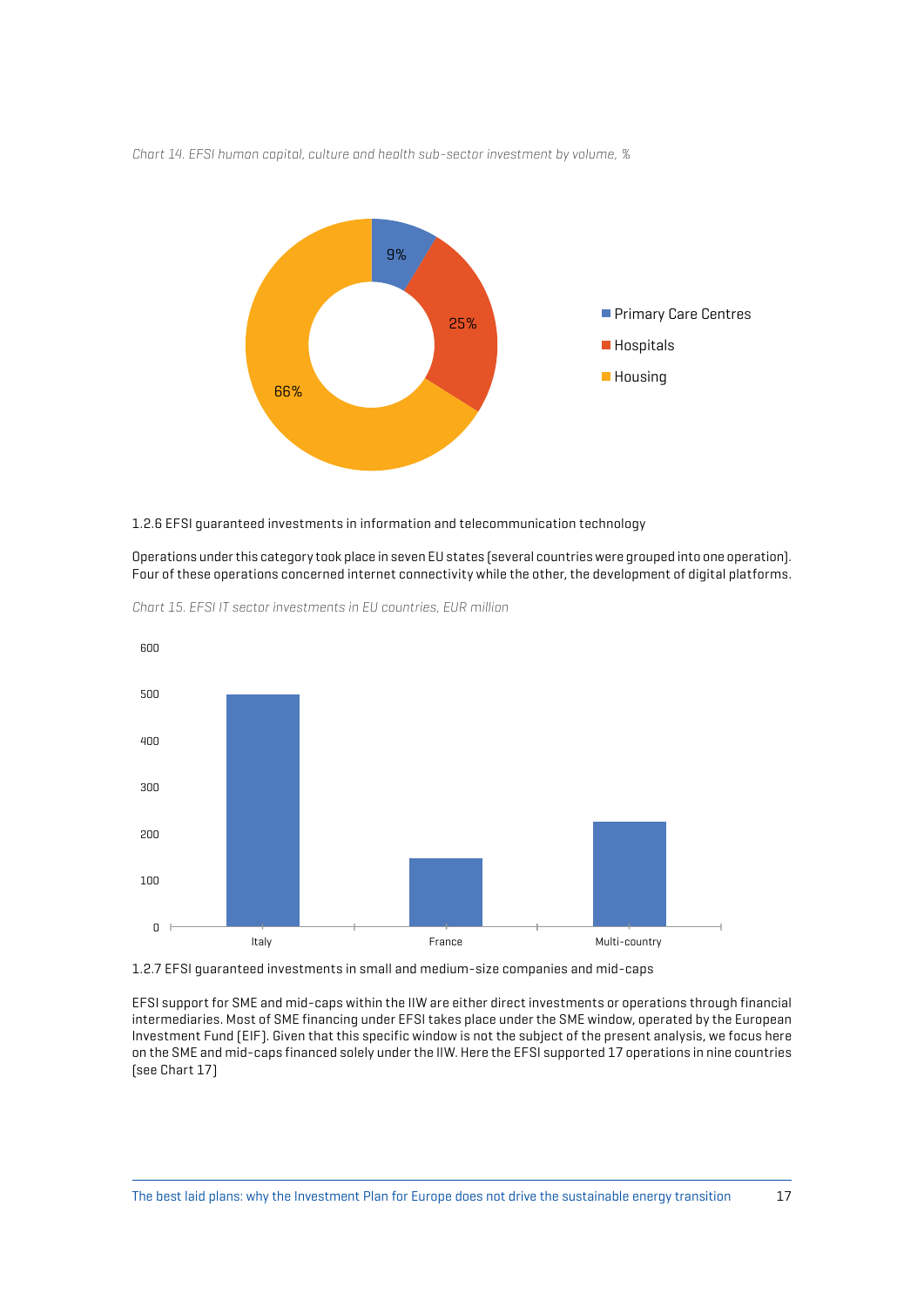*Chart 14. EFSI human capital, culture and health sub-sector investment by volume, %*

| Sub-sector | % |
|---|---|
| Primary Care Centres | 9% |
| Hospitals | 25% |
| Housing | 66% |

1.2.6 EFSI guaranteed investments in information and telecommunication technology

Operations under this category took place in seven EU states (several countries were grouped into one operation). Four of these operations concerned internet connectivity while the other, the development of digital platforms.

*Chart 15. EFSI IT sector investments in EU countries, EUR million*

| Country | EUR million (approx.) |
|---|---|
| Italy | 500 |
| France | 148 |
| Multi-country | 226 |

1.2.7 EFSI guaranteed investments in small and medium-size companies and mid-caps

EFSI support for SME and mid-caps within the IIW are either direct investments or operations through financial intermediaries. Most of SME financing under EFSI takes place under the SME window, operated by the European Investment Fund (EIF). Given that this specific window is not the subject of the present analysis, we focus here on the SME and mid-caps financed solely under the IIW. Here the EFSI supported 17 operations in nine countries (see Chart 17)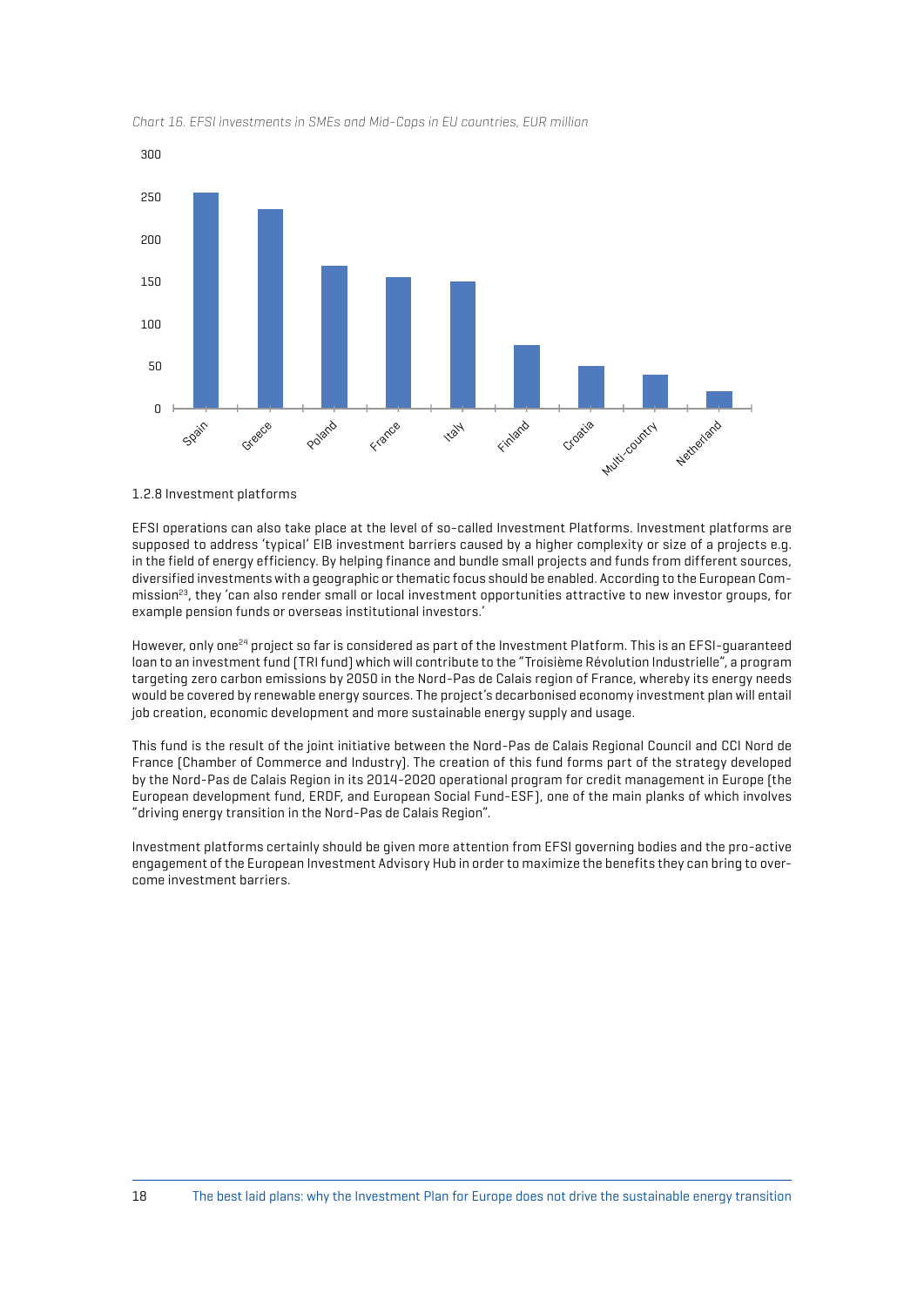*Chart 16. EFSI investments in SMEs and Mid-Caps in EU countries, EUR million*

1.2.8 Investment platforms

EFSI operations can also take place at the level of so-called Investment Platforms. Investment platforms are supposed to address 'typical' EIB investment barriers caused by a higher complexity or size of a projects e.g. in the field of energy efficiency. By helping finance and bundle small projects and funds from different sources, diversified investments with a geographic or thematic focus should be enabled. According to the European Commission[23], they 'can also render small or local investment opportunities attractive to new investor groups, for example pension funds or overseas institutional investors.'

However, only one[24] project so far is considered as part of the Investment Platform. This is an EFSI-guaranteed loan to an investment fund (TRI fund) which will contribute to the "Troisième Révolution Industrielle", a program targeting zero carbon emissions by 2050 in the Nord-Pas de Calais region of France, whereby its energy needs would be covered by renewable energy sources. The project's decarbonised economy investment plan will entail job creation, economic development and more sustainable energy supply and usage.

This fund is the result of the joint initiative between the Nord-Pas de Calais Regional Council and CCI Nord de France (Chamber of Commerce and Industry). The creation of this fund forms part of the strategy developed by the Nord-Pas de Calais Region in its 2014-2020 operational program for credit management in Europe (the European development fund, ERDF, and European Social Fund-ESF), one of the main planks of which involves "driving energy transition in the Nord-Pas de Calais Region".

Investment platforms certainly should be given more attention from EFSI governing bodies and the pro-active engagement of the European Investment Advisory Hub in order to maximize the benefits they can bring to overcome investment barriers.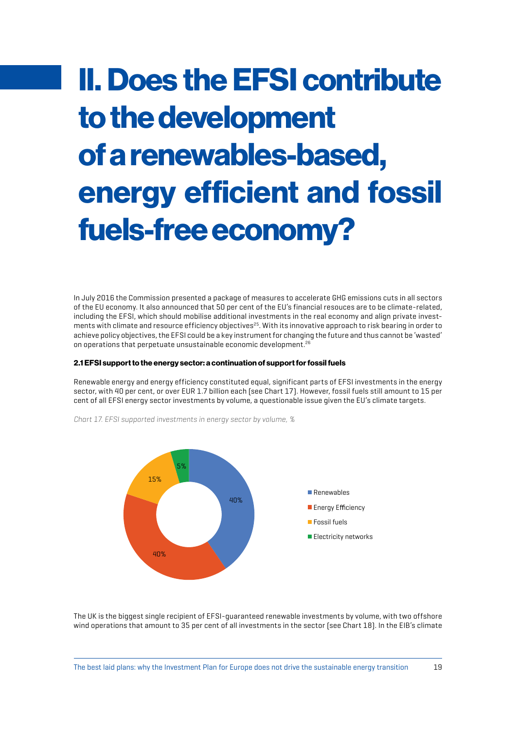# II. Does the EFSI contribute to the development of a renewables-based, energy efficient and fossil fuels-free economy?

In July 2016 the Commission presented a package of measures to accelerate GHG emissions cuts in all sectors of the EU economy. It also announced that 50 per cent of the EU's financial resouces are to be climate-related, including the EFSI, which should mobilise additional investments in the real economy and align private investments with climate and resource efficiency objectives[25]. With its innovative approach to risk bearing in order to achieve policy objectives, the EFSI could be a key instrument for changing the future and thus cannot be 'wasted' on operations that perpetuate unsustainable economic development.[26]

#### 2.1 EFSI support to the energy sector: a continuation of support for fossil fuels

Renewable energy and energy efficiency constituted equal, significant parts of EFSI investments in the energy sector, with 40 per cent, or over EUR 1.7 billion each (see Chart 17). However, fossil fuels still amount to 15 per cent of all EFSI energy sector investments by volume, a questionable issue given the EU's climate targets.

*Chart 17. EFSI supported investments in energy sector by volume, %*

| Category | % |
|---|---|
| Renewables | 40% |
| Energy Efficiency | 40% |
| Fossil fuels | 15% |
| Electricity networks | 5% |

The UK is the biggest single recipient of EFSI-guaranteed renewable investments by volume, with two offshore wind operations that amount to 35 per cent of all investments in the sector (see Chart 18). In the EIB's climate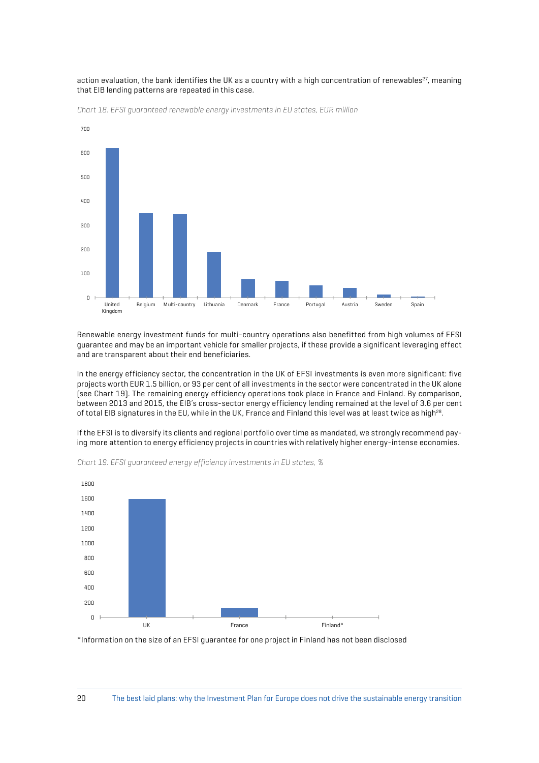action evaluation, the bank identifies the UK as a country with a high concentration of renewables[27], meaning that EIB lending patterns are repeated in this case.

*Chart 18. EFSI guaranteed renewable energy investments in EU states, EUR million*

Renewable energy investment funds for multi-country operations also benefitted from high volumes of EFSI guarantee and may be an important vehicle for smaller projects, if these provide a significant leveraging effect and are transparent about their end beneficiaries.

In the energy efficiency sector, the concentration in the UK of EFSI investments is even more significant: five projects worth EUR 1.5 billion, or 93 per cent of all investments in the sector were concentrated in the UK alone (see Chart 19). The remaining energy efficiency operations took place in France and Finland. By comparison, between 2013 and 2015, the EIB's cross-sector energy efficiency lending remained at the level of 3.6 per cent of total EIB signatures in the EU, while in the UK, France and Finland this level was at least twice as high[28].

If the EFSI is to diversify its clients and regional portfolio over time as mandated, we strongly recommend paying more attention to energy efficiency projects in countries with relatively higher energy-intense economies.

*Chart 19. EFSI guaranteed energy efficiency investments in EU states, %*

*Information on the size of an EFSI guarantee for one project in Finland has not been disclosed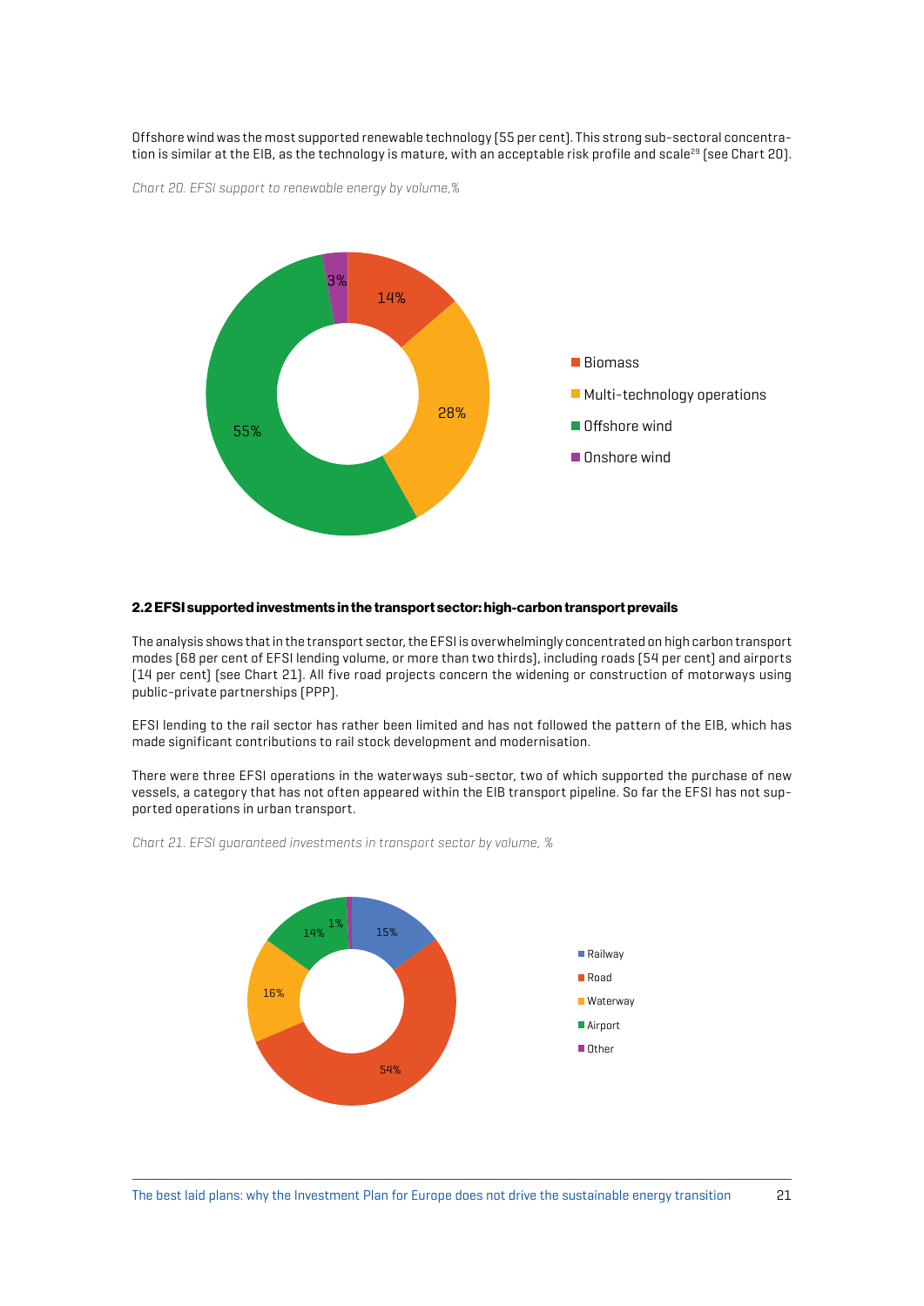Offshore wind was the most supported renewable technology (55 per cent). This strong sub-sectoral concentration is similar at the EIB, as the technology is mature, with an acceptable risk profile and scale[29] (see Chart 20).

*Chart 20. EFSI support to renewable energy by volume,%*

| Category | % |
| --- | --- |
| Biomass | 14% |
| Multi-technology operations | 28% |
| Offshore wind | 55% |
| Onshore wind | 3% |

#### 2.2 EFSI supported investments in the transport sector: high-carbon transport prevails

The analysis shows that in the transport sector, the EFSI is overwhelmingly concentrated on high carbon transport modes (68 per cent of EFSI lending volume, or more than two thirds), including roads (54 per cent) and airports (14 per cent) (see Chart 21). All five road projects concern the widening or construction of motorways using public-private partnerships (PPP).

EFSI lending to the rail sector has rather been limited and has not followed the pattern of the EIB, which has made significant contributions to rail stock development and modernisation.

There were three EFSI operations in the waterways sub-sector, two of which supported the purchase of new vessels, a category that has not often appeared within the EIB transport pipeline. So far the EFSI has not supported operations in urban transport.

*Chart 21. EFSI guaranteed investments in transport sector by volume, %*

| Category | % |
| --- | --- |
| Railway | 15% |
| Road | 54% |
| Waterway | 16% |
| Airport | 14% |
| Other | 1% |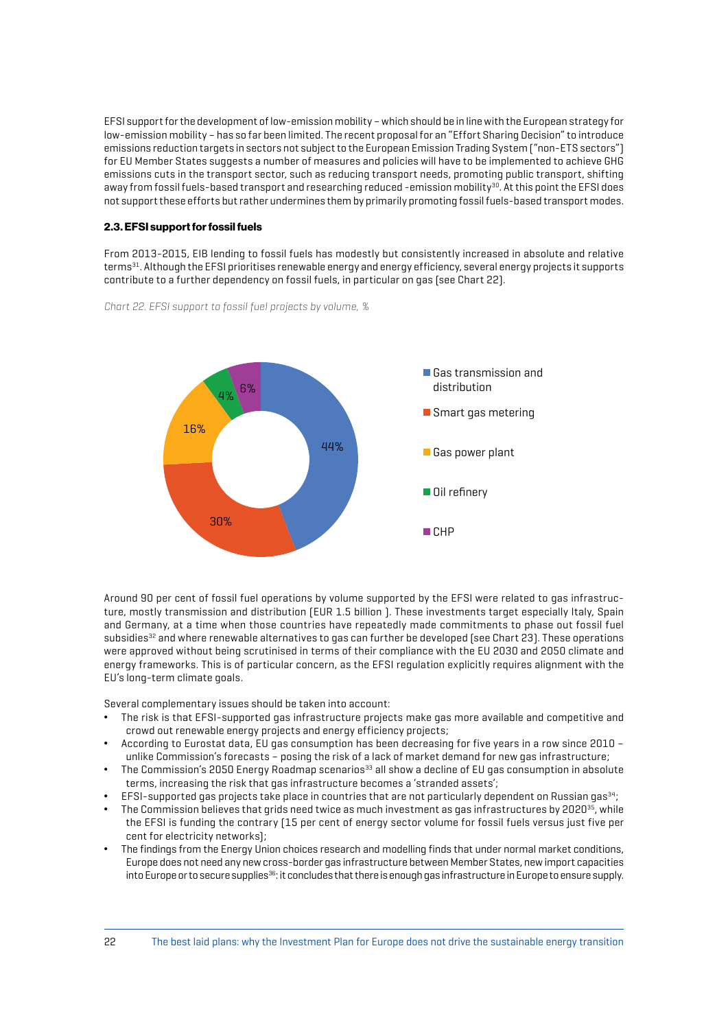EFSI support for the development of low-emission mobility – which should be in line with the European strategy for low-emission mobility – has so far been limited. The recent proposal for an "Effort Sharing Decision" to introduce emissions reduction targets in sectors not subject to the European Emission Trading System ("non-ETS sectors") for EU Member States suggests a number of measures and policies will have to be implemented to achieve GHG emissions cuts in the transport sector, such as reducing transport needs, promoting public transport, shifting away from fossil fuels-based transport and researching reduced -emission mobility[30]. At this point the EFSI does not support these efforts but rather undermines them by primarily promoting fossil fuels-based transport modes.

### 2.3. EFSI support for fossil fuels

From 2013-2015, EIB lending to fossil fuels has modestly but consistently increased in absolute and relative terms[31]. Although the EFSI prioritises renewable energy and energy efficiency, several energy projects it supports contribute to a further dependency on fossil fuels, in particular on gas (see Chart 22).

*Chart 22. EFSI support to fossil fuel projects by volume, %*

| Category | % |
|---|---|
| Gas transmission and distribution | 44% |
| Smart gas metering | 30% |
| Gas power plant | 16% |
| Oil refinery | 4% |
| CHP | 6% |

Around 90 per cent of fossil fuel operations by volume supported by the EFSI were related to gas infrastructure, mostly transmission and distribution (EUR 1.5 billion ). These investments target especially Italy, Spain and Germany, at a time when those countries have repeatedly made commitments to phase out fossil fuel subsidies[32] and where renewable alternatives to gas can further be developed (see Chart 23). These operations were approved without being scrutinised in terms of their compliance with the EU 2030 and 2050 climate and energy frameworks. This is of particular concern, as the EFSI regulation explicitly requires alignment with the EU's long-term climate goals.

Several complementary issues should be taken into account:

- The risk is that EFSI-supported gas infrastructure projects make gas more available and competitive and crowd out renewable energy projects and energy efficiency projects;
- According to Eurostat data, EU gas consumption has been decreasing for five years in a row since 2010 – unlike Commission's forecasts – posing the risk of a lack of market demand for new gas infrastructure;
- The Commission's 2050 Energy Roadmap scenarios[33] all show a decline of EU gas consumption in absolute terms, increasing the risk that gas infrastructure becomes a 'stranded assets';
- EFSI-supported gas projects take place in countries that are not particularly dependent on Russian gas[34];
- The Commission believes that grids need twice as much investment as gas infrastructures by 2020[35], while the EFSI is funding the contrary (15 per cent of energy sector volume for fossil fuels versus just five per cent for electricity networks);
- The findings from the Energy Union choices research and modelling finds that under normal market conditions, Europe does not need any new cross-border gas infrastructure between Member States, new import capacities into Europe or to secure supplies[36]: it concludes that there is enough gas infrastructure in Europe to ensure supply.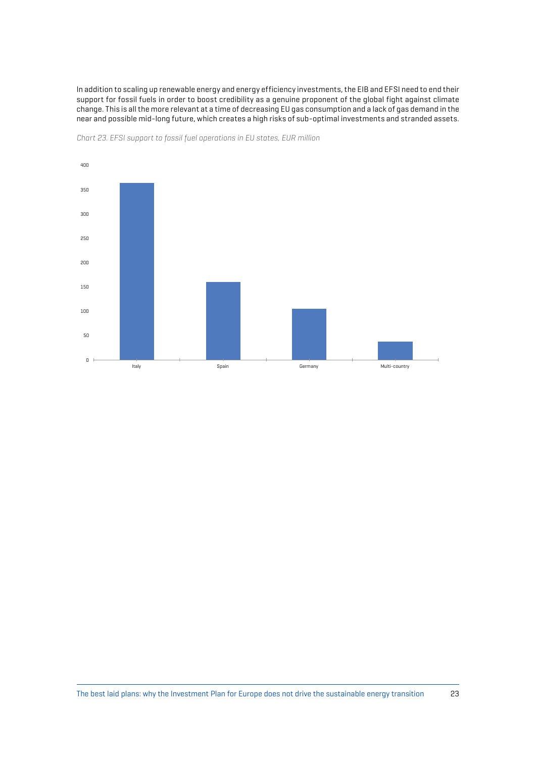In addition to scaling up renewable energy and energy efficiency investments, the EIB and EFSI need to end their support for fossil fuels in order to boost credibility as a genuine proponent of the global fight against climate change. This is all the more relevant at a time of decreasing EU gas consumption and a lack of gas demand in the near and possible mid-long future, which creates a high risks of sub-optimal investments and stranded assets.

*Chart 23. EFSI support to fossil fuel operations in EU states, EUR million*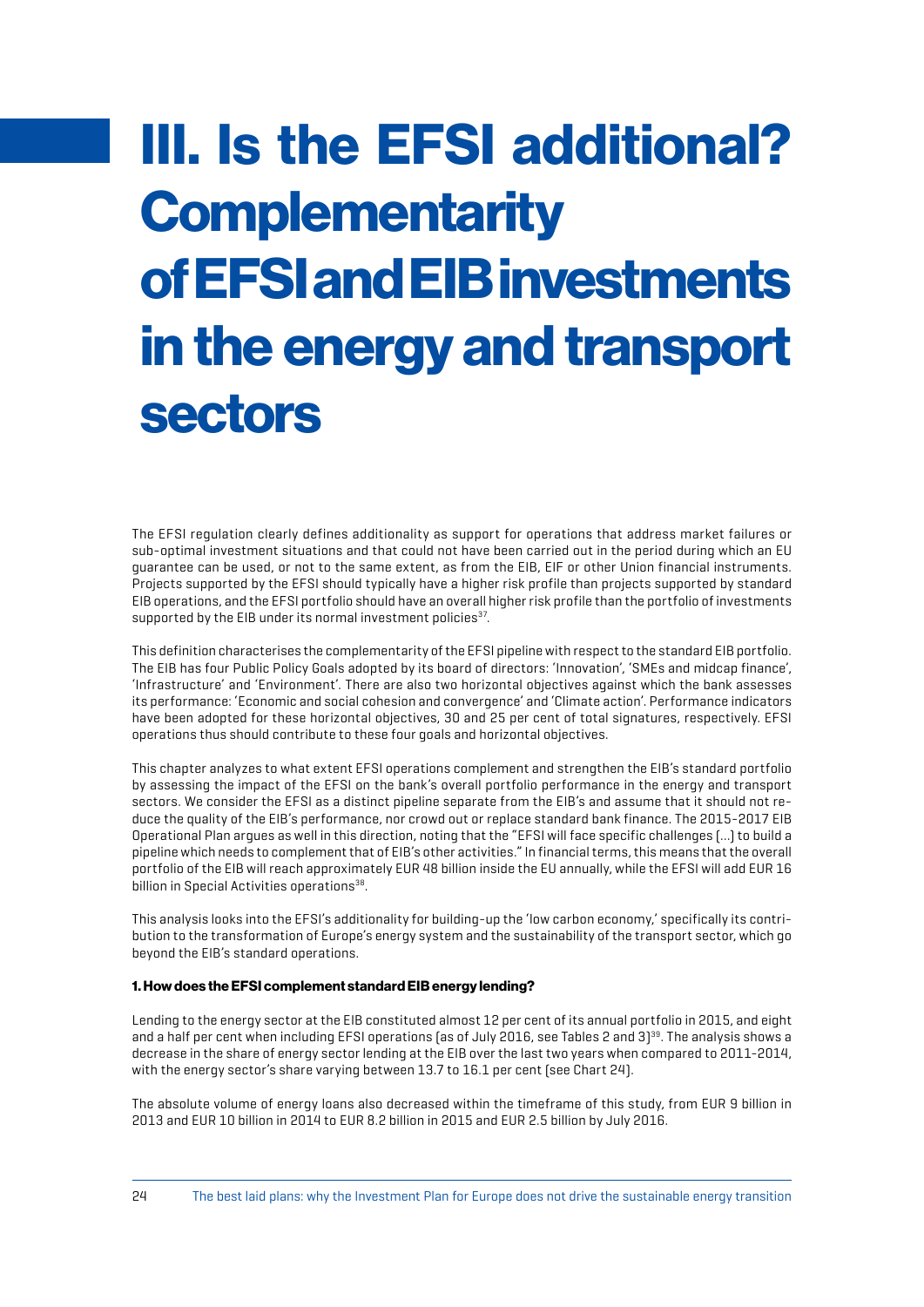# III. Is the EFSI additional? Complementarity of EFSI and EIB investments in the energy and transport sectors

The EFSI regulation clearly defines additionality as support for operations that address market failures or sub-optimal investment situations and that could not have been carried out in the period during which an EU guarantee can be used, or not to the same extent, as from the EIB, EIF or other Union financial instruments. Projects supported by the EFSI should typically have a higher risk profile than projects supported by standard EIB operations, and the EFSI portfolio should have an overall higher risk profile than the portfolio of investments supported by the EIB under its normal investment policies[37].

This definition characterises the complementarity of the EFSI pipeline with respect to the standard EIB portfolio. The EIB has four Public Policy Goals adopted by its board of directors: 'Innovation', 'SMEs and midcap finance', 'Infrastructure' and 'Environment'. There are also two horizontal objectives against which the bank assesses its performance: 'Economic and social cohesion and convergence' and 'Climate action'. Performance indicators have been adopted for these horizontal objectives, 30 and 25 per cent of total signatures, respectively. EFSI operations thus should contribute to these four goals and horizontal objectives.

This chapter analyzes to what extent EFSI operations complement and strengthen the EIB's standard portfolio by assessing the impact of the EFSI on the bank's overall portfolio performance in the energy and transport sectors. We consider the EFSI as a distinct pipeline separate from the EIB's and assume that it should not reduce the quality of the EIB's performance, nor crowd out or replace standard bank finance. The 2015-2017 EIB Operational Plan argues as well in this direction, noting that the "EFSI will face specific challenges (…) to build a pipeline which needs to complement that of EIB's other activities." In financial terms, this means that the overall portfolio of the EIB will reach approximately EUR 48 billion inside the EU annually, while the EFSI will add EUR 16 billion in Special Activities operations[38].

This analysis looks into the EFSI's additionality for building-up the 'low carbon economy,' specifically its contribution to the transformation of Europe's energy system and the sustainability of the transport sector, which go beyond the EIB's standard operations.

#### 1. How does the EFSI complement standard EIB energy lending?

Lending to the energy sector at the EIB constituted almost 12 per cent of its annual portfolio in 2015, and eight and a half per cent when including EFSI operations (as of July 2016, see Tables 2 and 3)[39]. The analysis shows a decrease in the share of energy sector lending at the EIB over the last two years when compared to 2011-2014, with the energy sector's share varying between 13.7 to 16.1 per cent (see Chart 24).

The absolute volume of energy loans also decreased within the timeframe of this study, from EUR 9 billion in 2013 and EUR 10 billion in 2014 to EUR 8.2 billion in 2015 and EUR 2.5 billion by July 2016.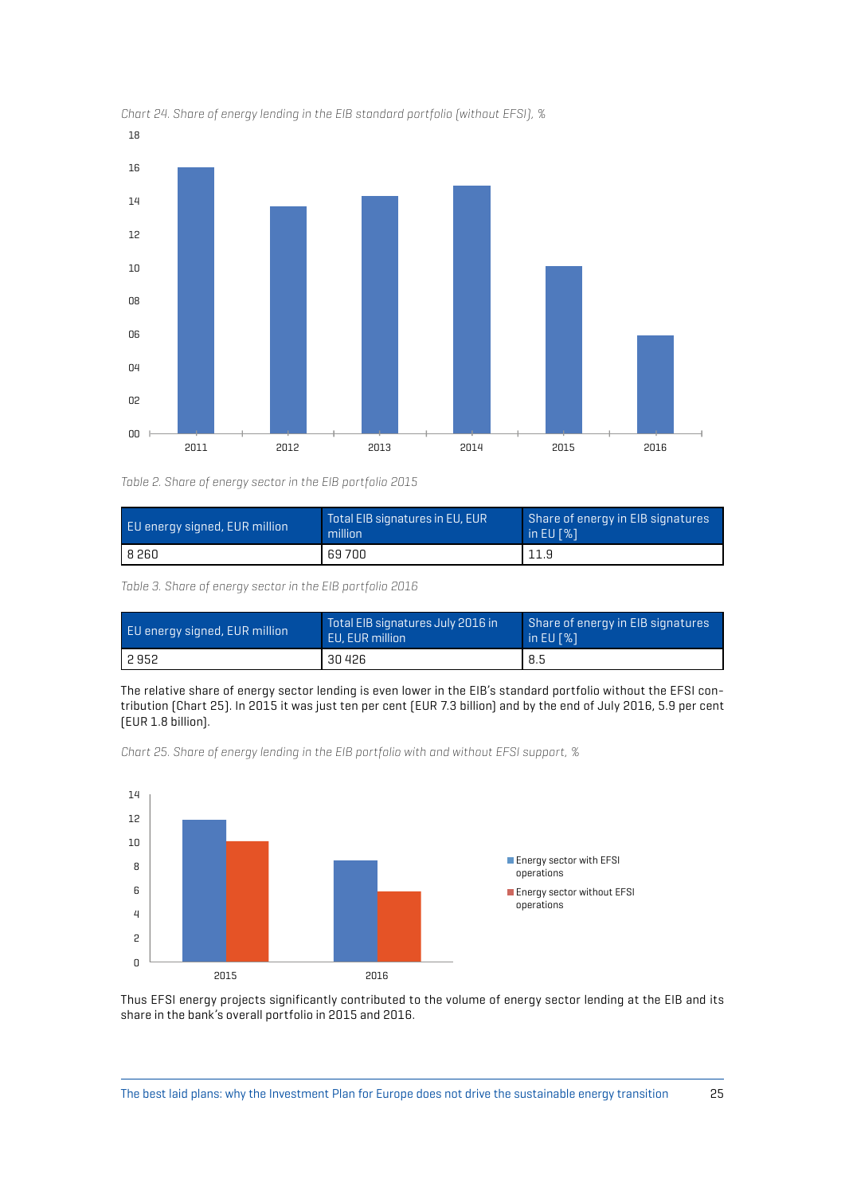*Chart 24. Share of energy lending in the EIB standard portfolio (without EFSI), %*

*Table 2. Share of energy sector in the EIB portfolio 2015*

| EU energy signed, EUR million | Total EIB signatures in EU, EUR million | Share of energy in EIB signatures in EU [%] |
|---|---|---|
| 8 260 | 69 700 | 11.9 |

*Table 3. Share of energy sector in the EIB portfolio 2016*

| EU energy signed, EUR million | Total EIB signatures July 2016 in EU, EUR million | Share of energy in EIB signatures in EU [%] |
|---|---|---|
| 2 952 | 30 426 | 8.5 |

The relative share of energy sector lending is even lower in the EIB's standard portfolio without the EFSI contribution (Chart 25). In 2015 it was just ten per cent (EUR 7.3 billion) and by the end of July 2016, 5.9 per cent (EUR 1.8 billion).

*Chart 25. Share of energy lending in the EIB portfolio with and without EFSI support, %*

Thus EFSI energy projects significantly contributed to the volume of energy sector lending at the EIB and its share in the bank's overall portfolio in 2015 and 2016.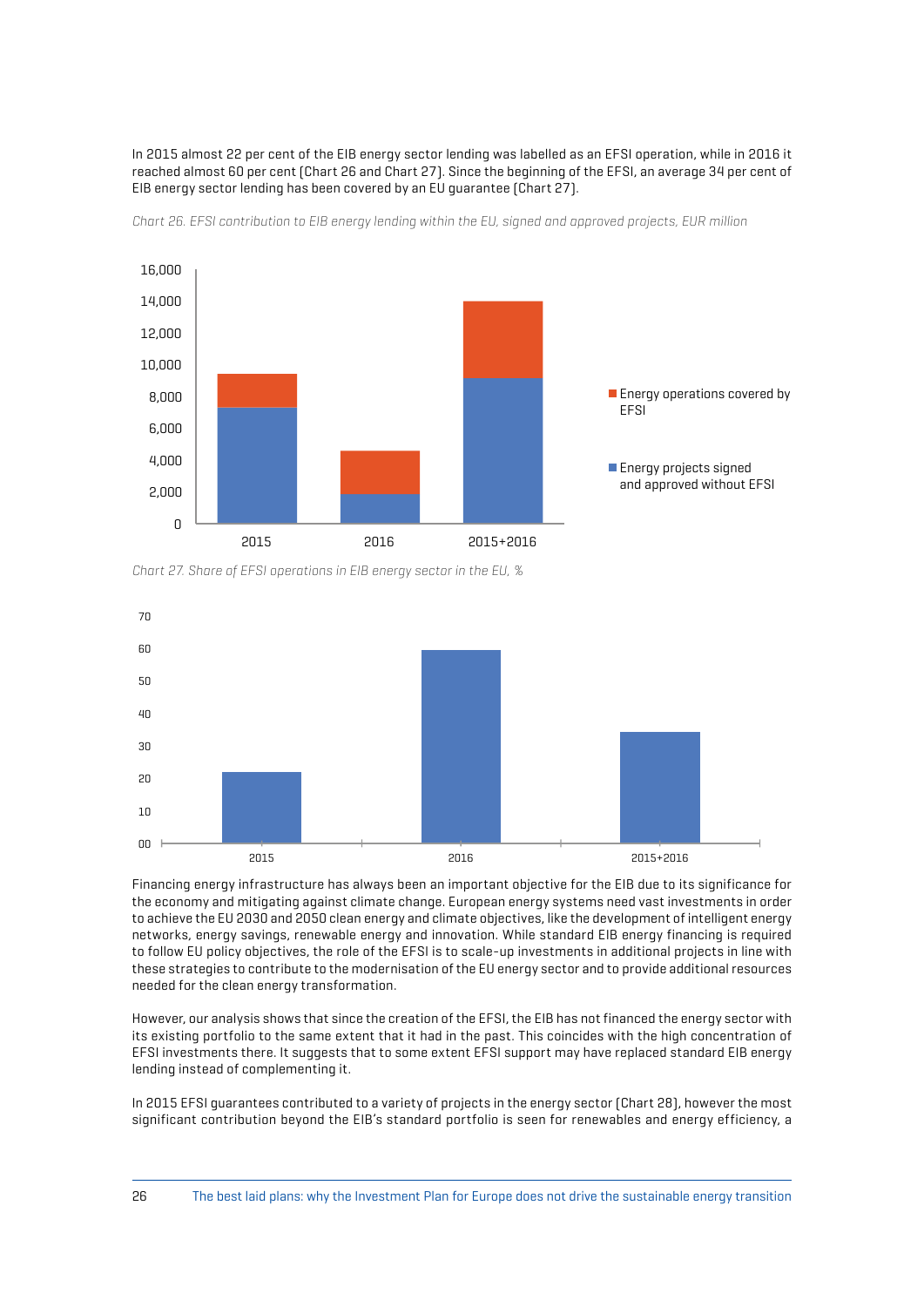In 2015 almost 22 per cent of the EIB energy sector lending was labelled as an EFSI operation, while in 2016 it reached almost 60 per cent (Chart 26 and Chart 27). Since the beginning of the EFSI, an average 34 per cent of EIB energy sector lending has been covered by an EU guarantee (Chart 27).

*Chart 26. EFSI contribution to EIB energy lending within the EU, signed and approved projects, EUR million*

*Chart 27. Share of EFSI operations in EIB energy sector in the EU, %*

Financing energy infrastructure has always been an important objective for the EIB due to its significance for the economy and mitigating against climate change. European energy systems need vast investments in order to achieve the EU 2030 and 2050 clean energy and climate objectives, like the development of intelligent energy networks, energy savings, renewable energy and innovation. While standard EIB energy financing is required to follow EU policy objectives, the role of the EFSI is to scale-up investments in additional projects in line with these strategies to contribute to the modernisation of the EU energy sector and to provide additional resources needed for the clean energy transformation.

However, our analysis shows that since the creation of the EFSI, the EIB has not financed the energy sector with its existing portfolio to the same extent that it had in the past. This coincides with the high concentration of EFSI investments there. It suggests that to some extent EFSI support may have replaced standard EIB energy lending instead of complementing it.

In 2015 EFSI guarantees contributed to a variety of projects in the energy sector (Chart 28), however the most significant contribution beyond the EIB's standard portfolio is seen for renewables and energy efficiency, a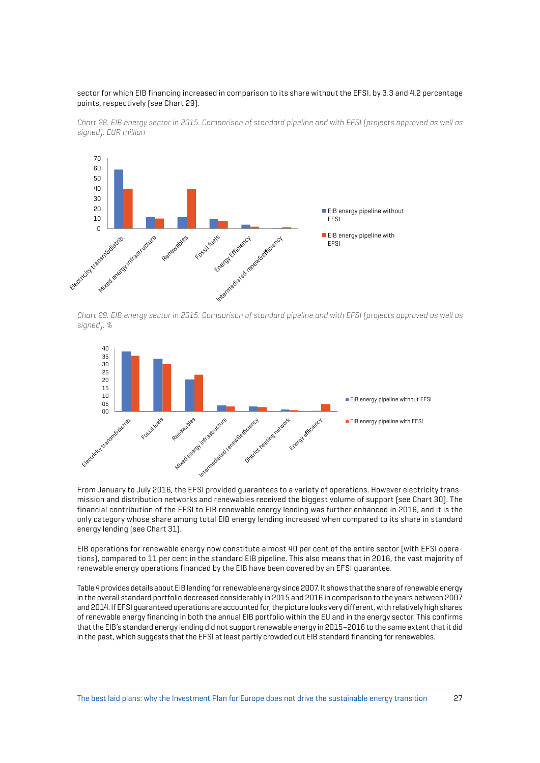sector for which EIB financing increased in comparison to its share without the EFSI, by 3.3 and 4.2 percentage points, respectively (see Chart 29).

*Chart 28. EIB energy sector in 2015. Comparison of standard pipeline and with EFSI (projects approved as well as signed), EUR million*

*Chart 29. EIB energy sector in 2015. Comparison of standard pipeline and with EFSI (projects approved as well as signed), %*

From January to July 2016, the EFSI provided guarantees to a variety of operations. However electricity transmission and distribution networks and renewables received the biggest volume of support (see Chart 30). The financial contribution of the EFSI to EIB renewable energy lending was further enhanced in 2016, and it is the only category whose share among total EIB energy lending increased when compared to its share in standard energy lending (see Chart 31).

EIB operations for renewable energy now constitute almost 40 per cent of the entire sector (with EFSI operations), compared to 11 per cent in the standard EIB pipeline. This also means that in 2016, the vast majority of renewable energy operations financed by the EIB have been covered by an EFSI guarantee.

Table 4 provides details about EIB lending for renewable energy since 2007. It shows that the share of renewable energy in the overall standard portfolio decreased considerably in 2015 and 2016 in comparison to the years between 2007 and 2014. If EFSI guaranteed operations are accounted for, the picture looks very different, with relatively high shares of renewable energy financing in both the annual EIB portfolio within the EU and in the energy sector. This confirms that the EIB's standard energy lending did not support renewable energy in 2015–2016 to the same extent that it did in the past, which suggests that the EFSI at least partly crowded out EIB standard financing for renewables.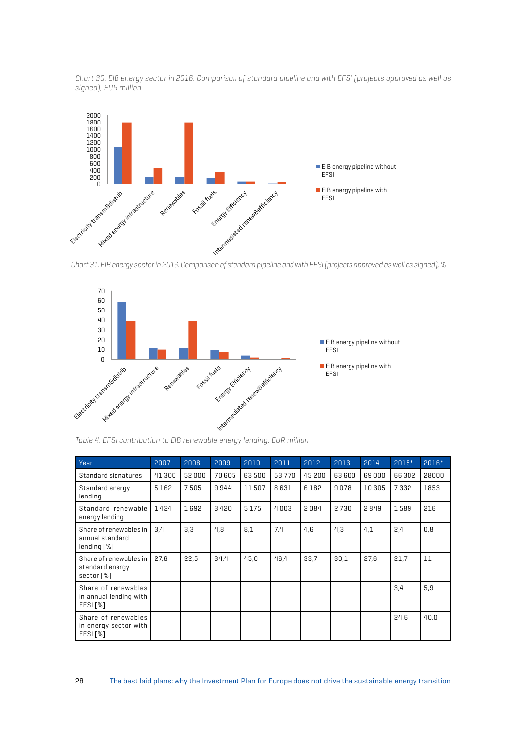*Chart 30. EIB energy sector in 2016. Comparison of standard pipeline and with EFSI (projects approved as well as signed), EUR million*

*Chart 31. EIB energy sector in 2016. Comparison of standard pipeline and with EFSI (projects approved as well as signed), %*

*Table 4. EFSI contribution to EIB renewable energy lending, EUR million*

| Year | 2007 | 2008 | 2009 | 2010 | 2011 | 2012 | 2013 | 2014 | 2015* | 2016* |
|---|---|---|---|---|---|---|---|---|---|---|
| Standard signatures | 41 300 | 52 000 | 70 605 | 63 500 | 53 770 | 45 200 | 63 600 | 69 000 | 66 302 | 28000 |
| Standard energy lending | 5 162 | 7 505 | 9 944 | 11 507 | 8 631 | 6 182 | 9 078 | 10 305 | 7 332 | 1853 |
| Standard renewable energy lending | 1 424 | 1 692 | 3 420 | 5 175 | 4 003 | 2 084 | 2 730 | 2 849 | 1 589 | 216 |
| Share of renewables in annual standard lending [%] | 3,4 | 3,3 | 4,8 | 8,1 | 7,4 | 4,6 | 4,3 | 4,1 | 2,4 | 0,8 |
| Share of renewables in standard energy sector [%] | 27,6 | 22,5 | 34,4 | 45,0 | 46,4 | 33,7 | 30,1 | 27,6 | 21,7 | 11 |
| Share of renewables in annual lending with EFSI [%] | | | | | | | | | 3,4 | 5,9 |
| Share of renewables in energy sector with EFSI [%] | | | | | | | | | 24,6 | 40,0 |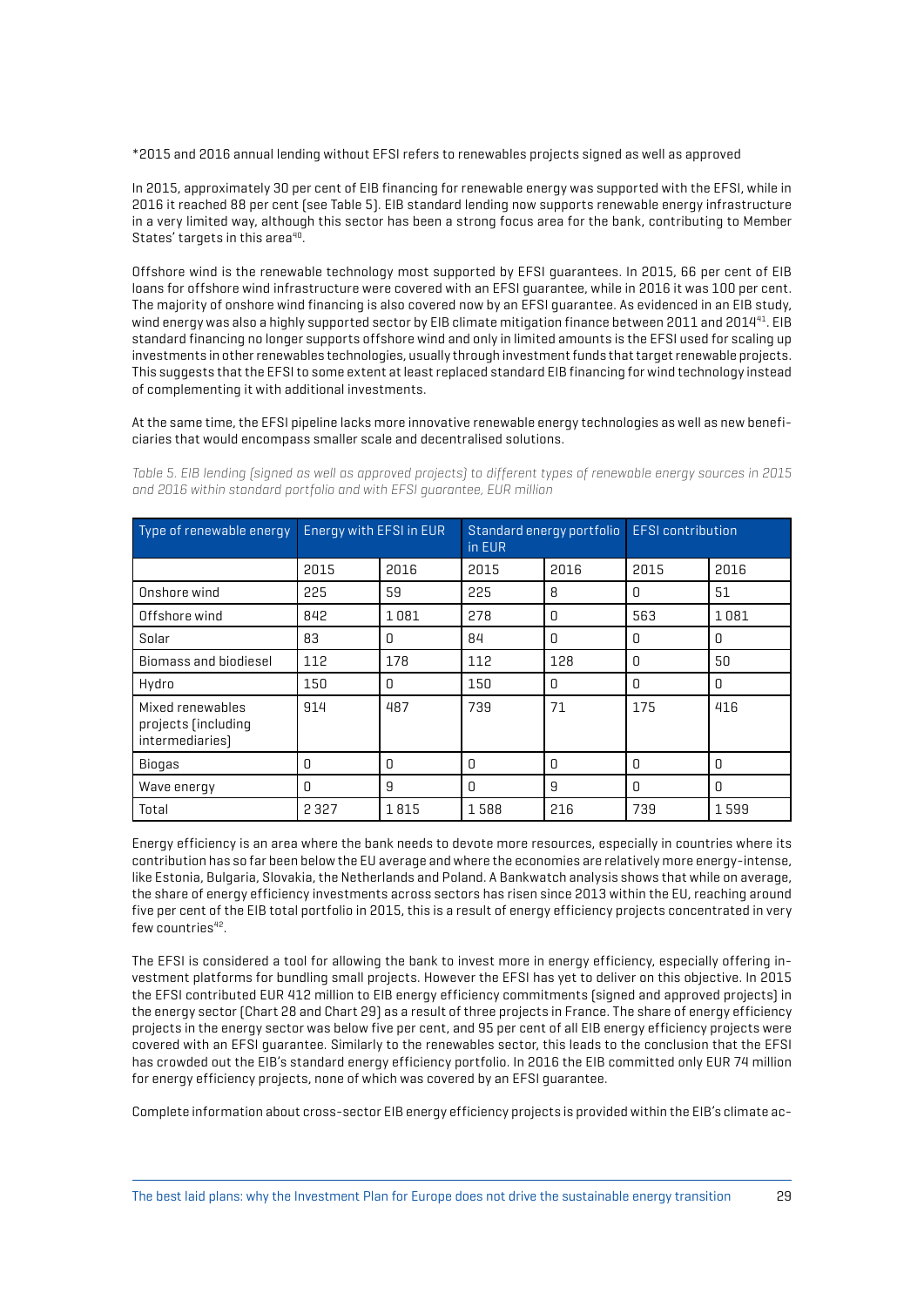*2015 and 2016 annual lending without EFSI refers to renewables projects signed as well as approved

In 2015, approximately 30 per cent of EIB financing for renewable energy was supported with the EFSI, while in 2016 it reached 88 per cent (see Table 5). EIB standard lending now supports renewable energy infrastructure in a very limited way, although this sector has been a strong focus area for the bank, contributing to Member States' targets in this area[40].

Offshore wind is the renewable technology most supported by EFSI guarantees. In 2015, 66 per cent of EIB loans for offshore wind infrastructure were covered with an EFSI guarantee, while in 2016 it was 100 per cent. The majority of onshore wind financing is also covered now by an EFSI guarantee. As evidenced in an EIB study, wind energy was also a highly supported sector by EIB climate mitigation finance between 2011 and 2014[41]. EIB standard financing no longer supports offshore wind and only in limited amounts is the EFSI used for scaling up investments in other renewables technologies, usually through investment funds that target renewable projects. This suggests that the EFSI to some extent at least replaced standard EIB financing for wind technology instead of complementing it with additional investments.

At the same time, the EFSI pipeline lacks more innovative renewable energy technologies as well as new beneficiaries that would encompass smaller scale and decentralised solutions.

*Table 5. EIB lending (signed as well as approved projects) to different types of renewable energy sources in 2015 and 2016 within standard portfolio and with EFSI guarantee, EUR million*

| Type of renewable energy | Energy with EFSI in EUR | | Standard energy portfolio in EUR | | EFSI contribution | |
|---|---|---|---|---|---|---|
| | 2015 | 2016 | 2015 | 2016 | 2015 | 2016 |
| Onshore wind | 225 | 59 | 225 | 8 | 0 | 51 |
| Offshore wind | 842 | 1 081 | 278 | 0 | 563 | 1 081 |
| Solar | 83 | 0 | 84 | 0 | 0 | 0 |
| Biomass and biodiesel | 112 | 178 | 112 | 128 | 0 | 50 |
| Hydro | 150 | 0 | 150 | 0 | 0 | 0 |
| Mixed renewables projects (including intermediaries) | 914 | 487 | 739 | 71 | 175 | 416 |
| Biogas | 0 | 0 | 0 | 0 | 0 | 0 |
| Wave energy | 0 | 9 | 0 | 9 | 0 | 0 |
| Total | 2 327 | 1 815 | 1 588 | 216 | 739 | 1 599 |

Energy efficiency is an area where the bank needs to devote more resources, especially in countries where its contribution has so far been below the EU average and where the economies are relatively more energy-intense, like Estonia, Bulgaria, Slovakia, the Netherlands and Poland. A Bankwatch analysis shows that while on average, the share of energy efficiency investments across sectors has risen since 2013 within the EU, reaching around five per cent of the EIB total portfolio in 2015, this is a result of energy efficiency projects concentrated in very few countries[42].

The EFSI is considered a tool for allowing the bank to invest more in energy efficiency, especially offering investment platforms for bundling small projects. However the EFSI has yet to deliver on this objective. In 2015 the EFSI contributed EUR 412 million to EIB energy efficiency commitments (signed and approved projects) in the energy sector (Chart 28 and Chart 29) as a result of three projects in France. The share of energy efficiency projects in the energy sector was below five per cent, and 95 per cent of all EIB energy efficiency projects were covered with an EFSI guarantee. Similarly to the renewables sector, this leads to the conclusion that the EFSI has crowded out the EIB's standard energy efficiency portfolio. In 2016 the EIB committed only EUR 74 million for energy efficiency projects, none of which was covered by an EFSI guarantee.

Complete information about cross-sector EIB energy efficiency projects is provided within the EIB's climate ac-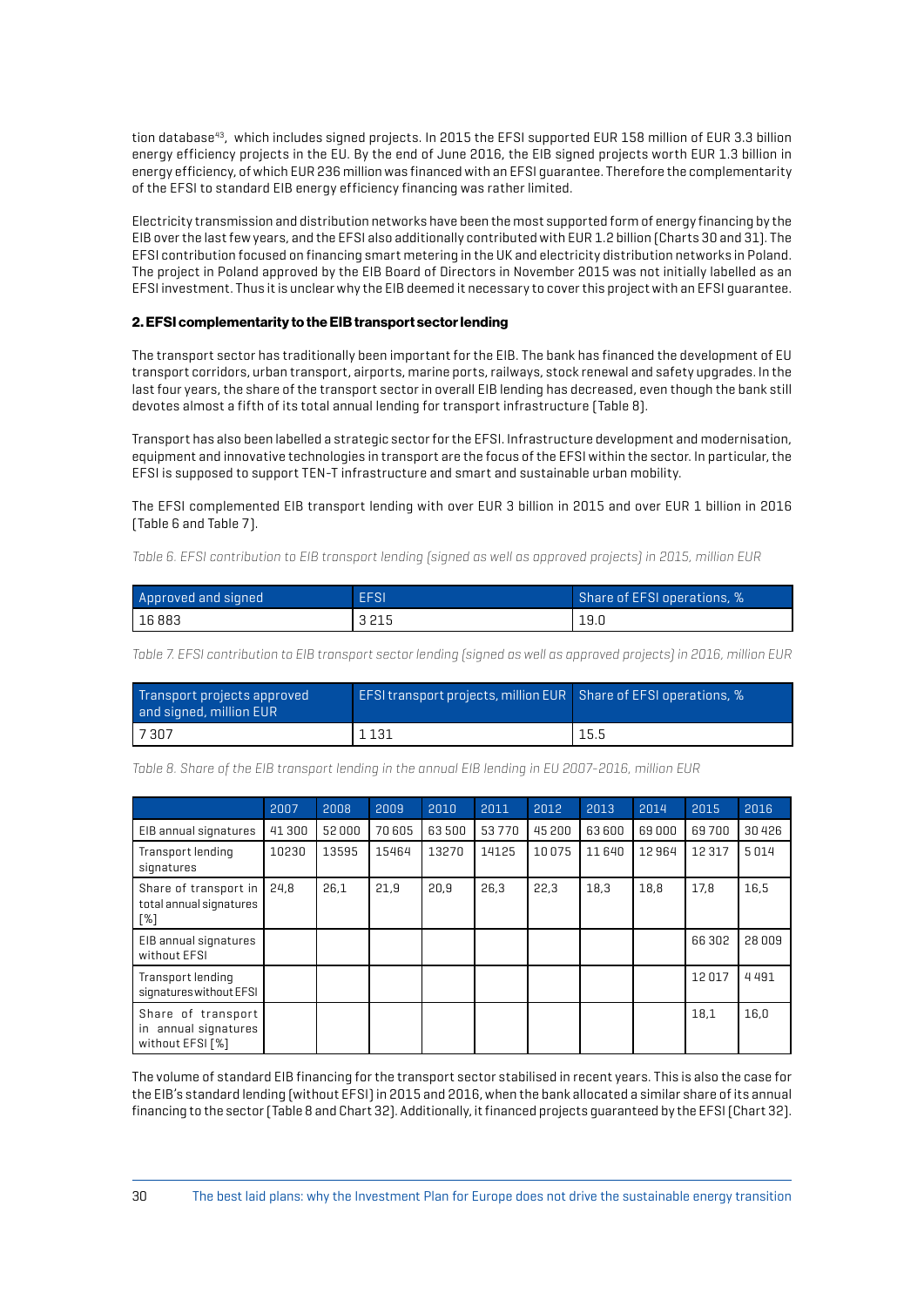tion database[43], which includes signed projects. In 2015 the EFSI supported EUR 158 million of EUR 3.3 billion energy efficiency projects in the EU. By the end of June 2016, the EIB signed projects worth EUR 1.3 billion in energy efficiency, of which EUR 236 million was financed with an EFSI guarantee. Therefore the complementarity of the EFSI to standard EIB energy efficiency financing was rather limited.

Electricity transmission and distribution networks have been the most supported form of energy financing by the EIB over the last few years, and the EFSI also additionally contributed with EUR 1.2 billion (Charts 30 and 31). The EFSI contribution focused on financing smart metering in the UK and electricity distribution networks in Poland. The project in Poland approved by the EIB Board of Directors in November 2015 was not initially labelled as an EFSI investment. Thus it is unclear why the EIB deemed it necessary to cover this project with an EFSI guarantee.

### 2. EFSI complementarity to the EIB transport sector lending

The transport sector has traditionally been important for the EIB. The bank has financed the development of EU transport corridors, urban transport, airports, marine ports, railways, stock renewal and safety upgrades. In the last four years, the share of the transport sector in overall EIB lending has decreased, even though the bank still devotes almost a fifth of its total annual lending for transport infrastructure (Table 8).

Transport has also been labelled a strategic sector for the EFSI. Infrastructure development and modernisation, equipment and innovative technologies in transport are the focus of the EFSI within the sector. In particular, the EFSI is supposed to support TEN-T infrastructure and smart and sustainable urban mobility.

The EFSI complemented EIB transport lending with over EUR 3 billion in 2015 and over EUR 1 billion in 2016 (Table 6 and Table 7).

*Table 6. EFSI contribution to EIB transport lending (signed as well as approved projects) in 2015, million EUR*

| Approved and signed | EFSI | Share of EFSI operations, % |
|---|---|---|
| 16 883 | 3 215 | 19.0 |

*Table 7. EFSI contribution to EIB transport sector lending (signed as well as approved projects) in 2016, million EUR*

| Transport projects approved and signed, million EUR | EFSI transport projects, million EUR | Share of EFSI operations, % |
|---|---|---|
| 7 307 | 1 131 | 15.5 |

*Table 8. Share of the EIB transport lending in the annual EIB lending in EU 2007-2016, million EUR*

| | 2007 | 2008 | 2009 | 2010 | 2011 | 2012 | 2013 | 2014 | 2015 | 2016 |
|---|---|---|---|---|---|---|---|---|---|---|
| EIB annual signatures | 41 300 | 52 000 | 70 605 | 63 500 | 53 770 | 45 200 | 63 600 | 69 000 | 69 700 | 30 426 |
| Transport lending signatures | 10230 | 13595 | 15464 | 13270 | 14125 | 10 075 | 11 640 | 12 964 | 12 317 | 5 014 |
| Share of transport in total annual signatures [%] | 24,8 | 26,1 | 21,9 | 20,9 | 26,3 | 22,3 | 18,3 | 18,8 | 17,8 | 16,5 |
| EIB annual signatures without EFSI | | | | | | | | | 66 302 | 28 009 |
| Transport lending signatures without EFSI | | | | | | | | | 12 017 | 4 491 |
| Share of transport in annual signatures without EFSI [%] | | | | | | | | | 18,1 | 16,0 |

The volume of standard EIB financing for the transport sector stabilised in recent years. This is also the case for the EIB's standard lending (without EFSI) in 2015 and 2016, when the bank allocated a similar share of its annual financing to the sector (Table 8 and Chart 32). Additionally, it financed projects guaranteed by the EFSI (Chart 32).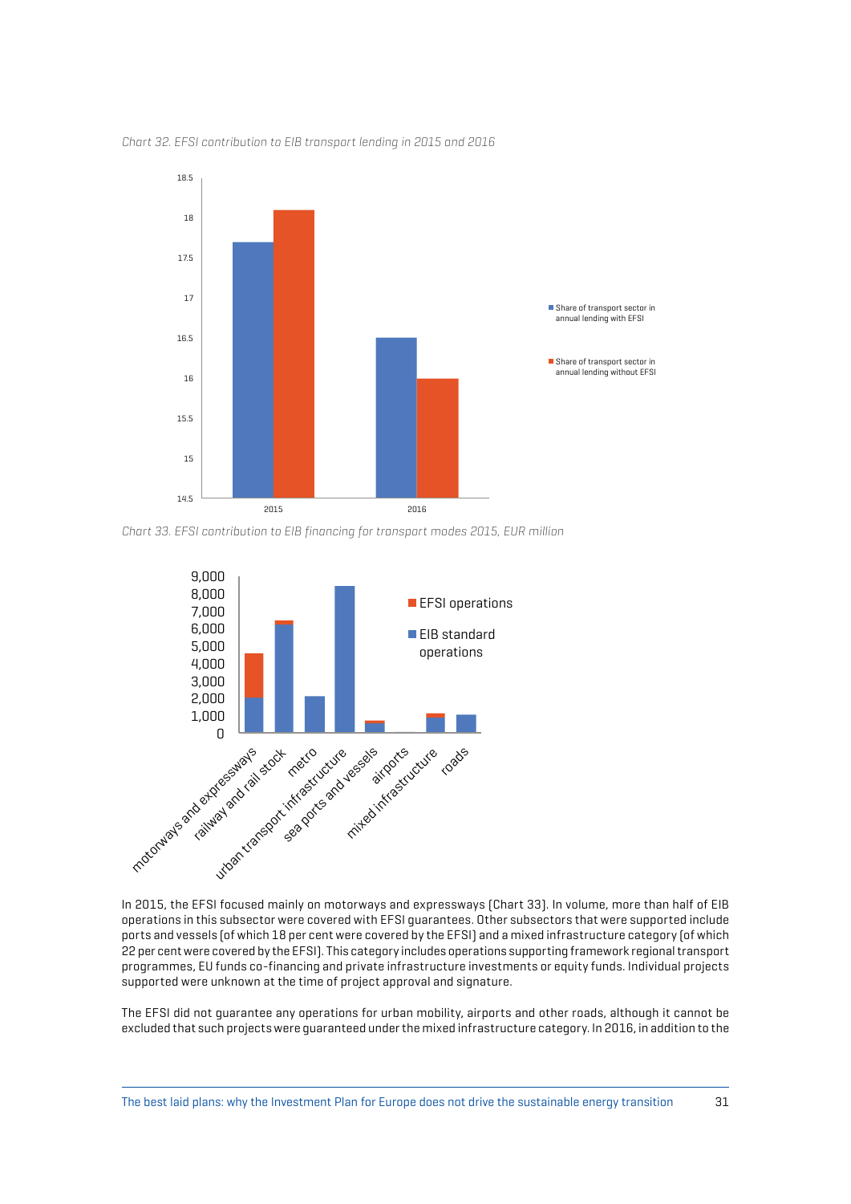*Chart 32. EFSI contribution to EIB transport lending in 2015 and 2016*

*Chart 33. EFSI contribution to EIB financing for transport modes 2015, EUR million*

In 2015, the EFSI focused mainly on motorways and expressways (Chart 33). In volume, more than half of EIB operations in this subsector were covered with EFSI guarantees. Other subsectors that were supported include ports and vessels (of which 18 per cent were covered by the EFSI) and a mixed infrastructure category (of which 22 per cent were covered by the EFSI). This category includes operations supporting framework regional transport programmes, EU funds co-financing and private infrastructure investments or equity funds. Individual projects supported were unknown at the time of project approval and signature.

The EFSI did not guarantee any operations for urban mobility, airports and other roads, although it cannot be excluded that such projects were guaranteed under the mixed infrastructure category. In 2016, in addition to the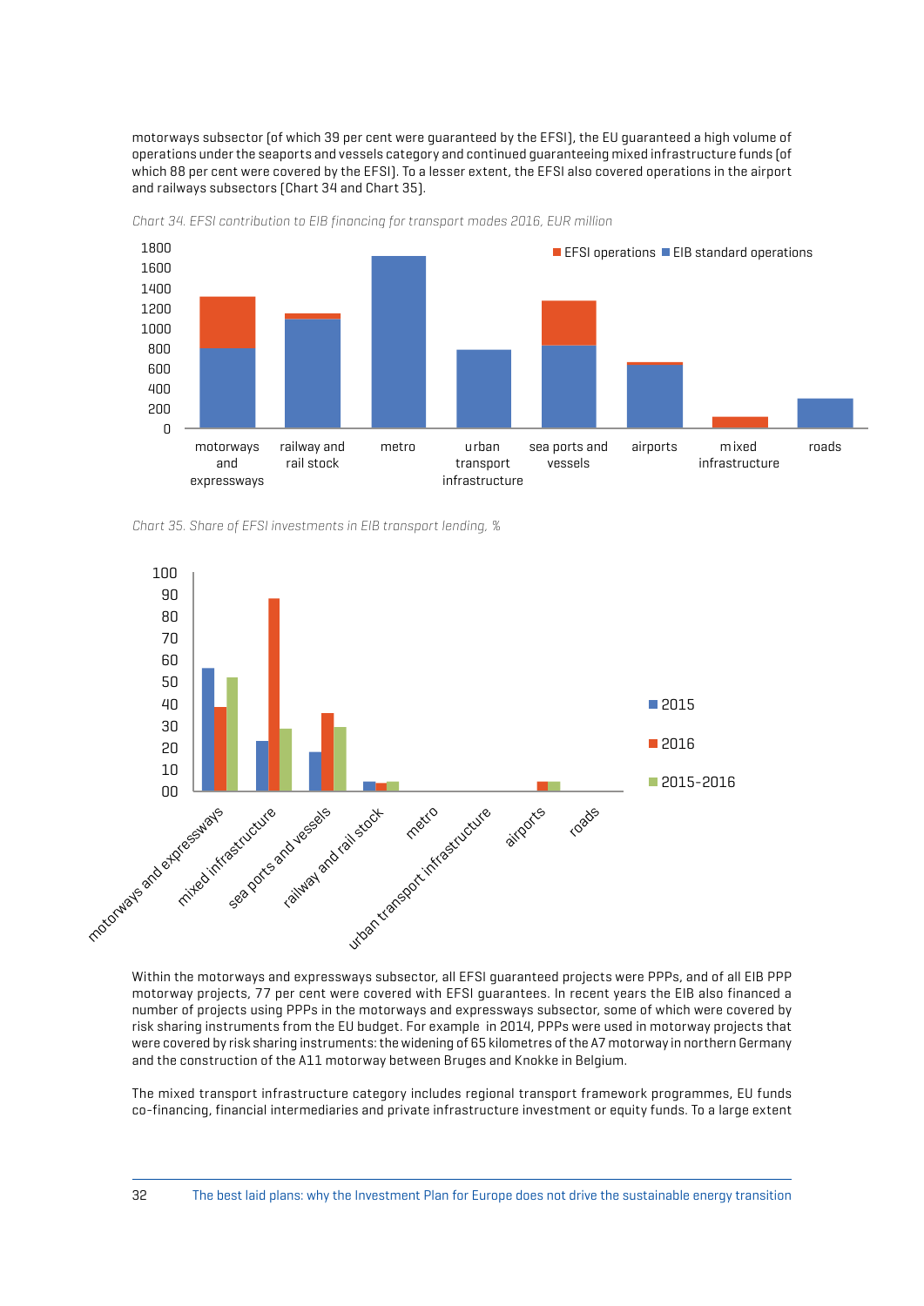motorways subsector (of which 39 per cent were guaranteed by the EFSI), the EU guaranteed a high volume of operations under the seaports and vessels category and continued guaranteeing mixed infrastructure funds (of which 88 per cent were covered by the EFSI). To a lesser extent, the EFSI also covered operations in the airport and railways subsectors (Chart 34 and Chart 35).

*Chart 34. EFSI contribution to EIB financing for transport modes 2016, EUR million*

*Chart 35. Share of EFSI investments in EIB transport lending, %*

Within the motorways and expressways subsector, all EFSI guaranteed projects were PPPs, and of all EIB PPP motorway projects, 77 per cent were covered with EFSI guarantees. In recent years the EIB also financed a number of projects using PPPs in the motorways and expressways subsector, some of which were covered by risk sharing instruments from the EU budget. For example in 2014, PPPs were used in motorway projects that were covered by risk sharing instruments: the widening of 65 kilometres of the A7 motorway in northern Germany and the construction of the A11 motorway between Bruges and Knokke in Belgium.

The mixed transport infrastructure category includes regional transport framework programmes, EU funds co-financing, financial intermediaries and private infrastructure investment or equity funds. To a large extent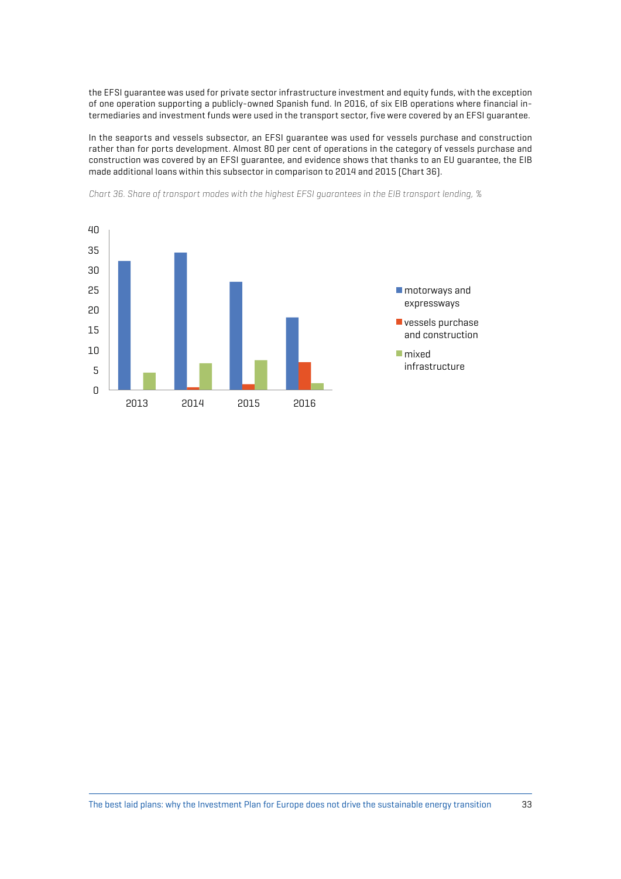the EFSI guarantee was used for private sector infrastructure investment and equity funds, with the exception of one operation supporting a publicly-owned Spanish fund. In 2016, of six EIB operations where financial intermediaries and investment funds were used in the transport sector, five were covered by an EFSI guarantee.

In the seaports and vessels subsector, an EFSI guarantee was used for vessels purchase and construction rather than for ports development. Almost 80 per cent of operations in the category of vessels purchase and construction was covered by an EFSI guarantee, and evidence shows that thanks to an EU guarantee, the EIB made additional loans within this subsector in comparison to 2014 and 2015 (Chart 36).

*Chart 36. Share of transport modes with the highest EFSI guarantees in the EIB transport lending, %*

| | motorways and expressways | vessels purchase and construction | mixed infrastructure |
|---|---|---|---|
| 2013 | ~32 | 0 | ~4 |
| 2014 | ~34 | ~0.5 | ~6.5 |
| 2015 | ~27 | ~1.5 | ~7.5 |
| 2016 | ~18 | ~7 | ~1.5 |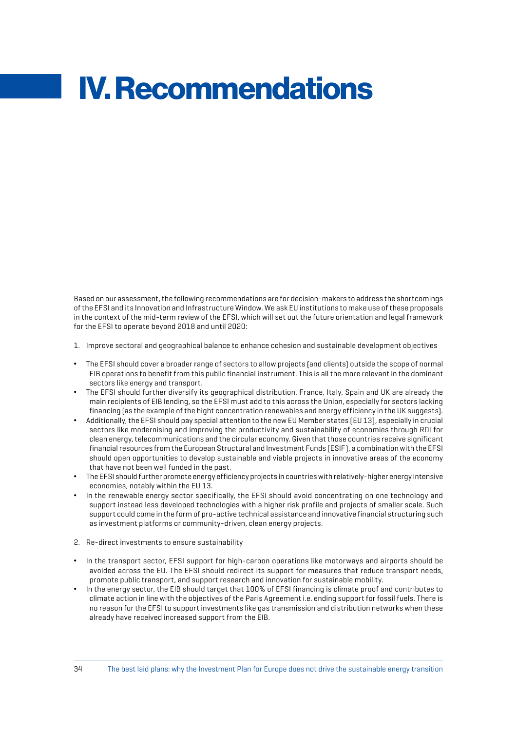# IV. Recommendations

Based on our assessment, the following recommendations are for decision-makers to address the shortcomings of the EFSI and its Innovation and Infrastructure Window. We ask EU institutions to make use of these proposals in the context of the mid-term review of the EFSI, which will set out the future orientation and legal framework for the EFSI to operate beyond 2018 and until 2020:

1. Improve sectoral and geographical balance to enhance cohesion and sustainable development objectives

- The EFSI should cover a broader range of sectors to allow projects (and clients) outside the scope of normal EIB operations to benefit from this public financial instrument. This is all the more relevant in the dominant sectors like energy and transport.
- The EFSI should further diversify its geographical distribution. France, Italy, Spain and UK are already the main recipients of EIB lending, so the EFSI must add to this across the Union, especially for sectors lacking financing (as the example of the hight concentration renewables and energy efficiency in the UK suggests).
- Additionally, the EFSI should pay special attention to the new EU Member states (EU 13), especially in crucial sectors like modernising and improving the productivity and sustainability of economies through RDI for clean energy, telecommunications and the circular economy. Given that those countries receive significant financial resources from the European Structural and Investment Funds (ESIF), a combination with the EFSI should open opportunities to develop sustainable and viable projects in innovative areas of the economy that have not been well funded in the past.
- The EFSI should further promote energy efficiency projects in countries with relatively-higher energy intensive economies, notably within the EU 13.
- In the renewable energy sector specifically, the EFSI should avoid concentrating on one technology and support instead less developed technologies with a higher risk profile and projects of smaller scale. Such support could come in the form of pro-active technical assistance and innovative financial structuring such as investment platforms or community-driven, clean energy projects.

2. Re-direct investments to ensure sustainability

- In the transport sector, EFSI support for high-carbon operations like motorways and airports should be avoided across the EU. The EFSI should redirect its support for measures that reduce transport needs, promote public transport, and support research and innovation for sustainable mobility.
- In the energy sector, the EIB should target that 100% of EFSI financing is climate proof and contributes to climate action in line with the objectives of the Paris Agreement i.e. ending support for fossil fuels. There is no reason for the EFSI to support investments like gas transmission and distribution networks when these already have received increased support from the EIB.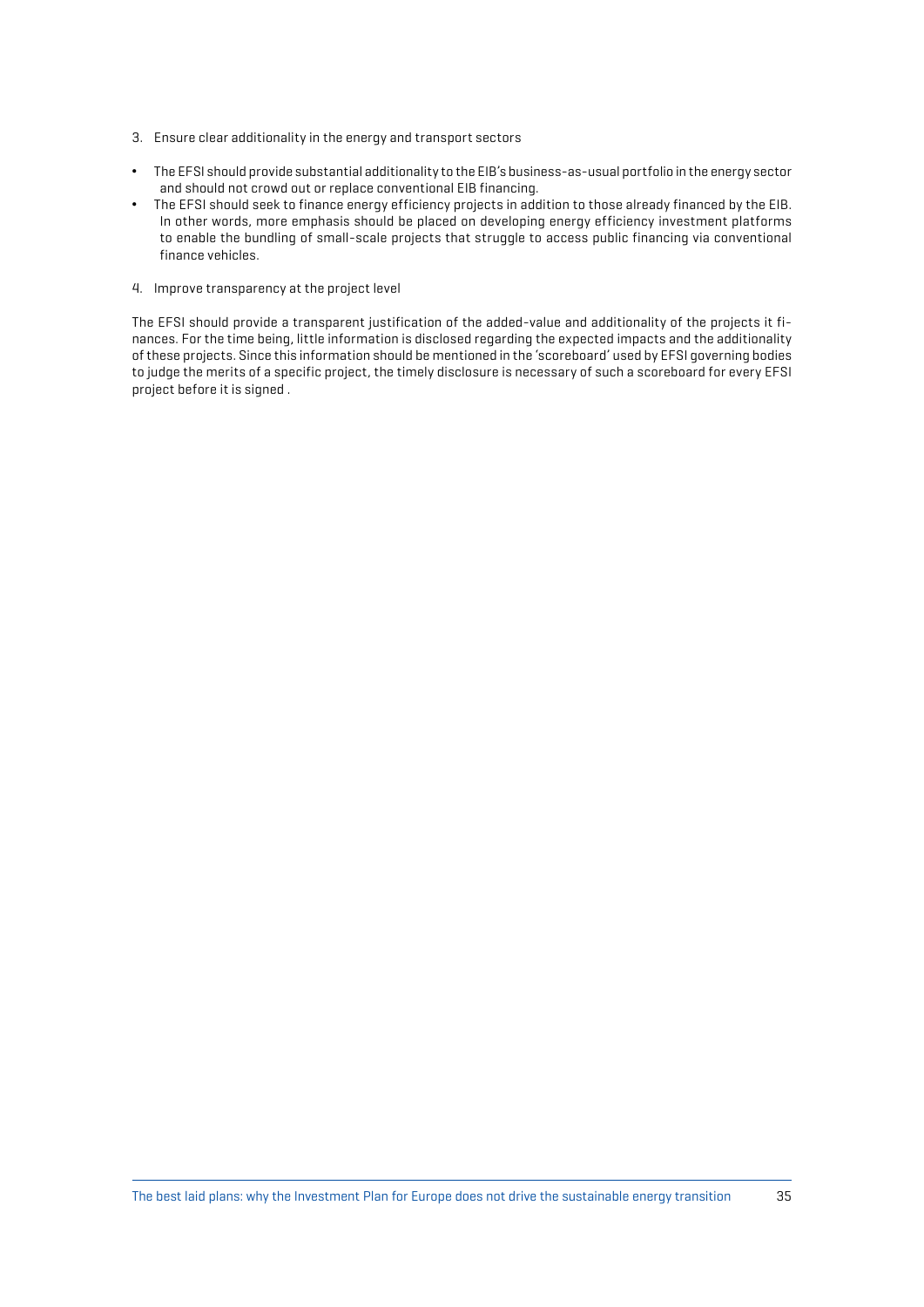3. Ensure clear additionality in the energy and transport sectors

- The EFSI should provide substantial additionality to the EIB's business-as-usual portfolio in the energy sector and should not crowd out or replace conventional EIB financing.
- The EFSI should seek to finance energy efficiency projects in addition to those already financed by the EIB. In other words, more emphasis should be placed on developing energy efficiency investment platforms to enable the bundling of small-scale projects that struggle to access public financing via conventional finance vehicles.

4. Improve transparency at the project level

The EFSI should provide a transparent justification of the added-value and additionality of the projects it finances. For the time being, little information is disclosed regarding the expected impacts and the additionality of these projects. Since this information should be mentioned in the 'scoreboard' used by EFSI governing bodies to judge the merits of a specific project, the timely disclosure is necessary of such a scoreboard for every EFSI project before it is signed .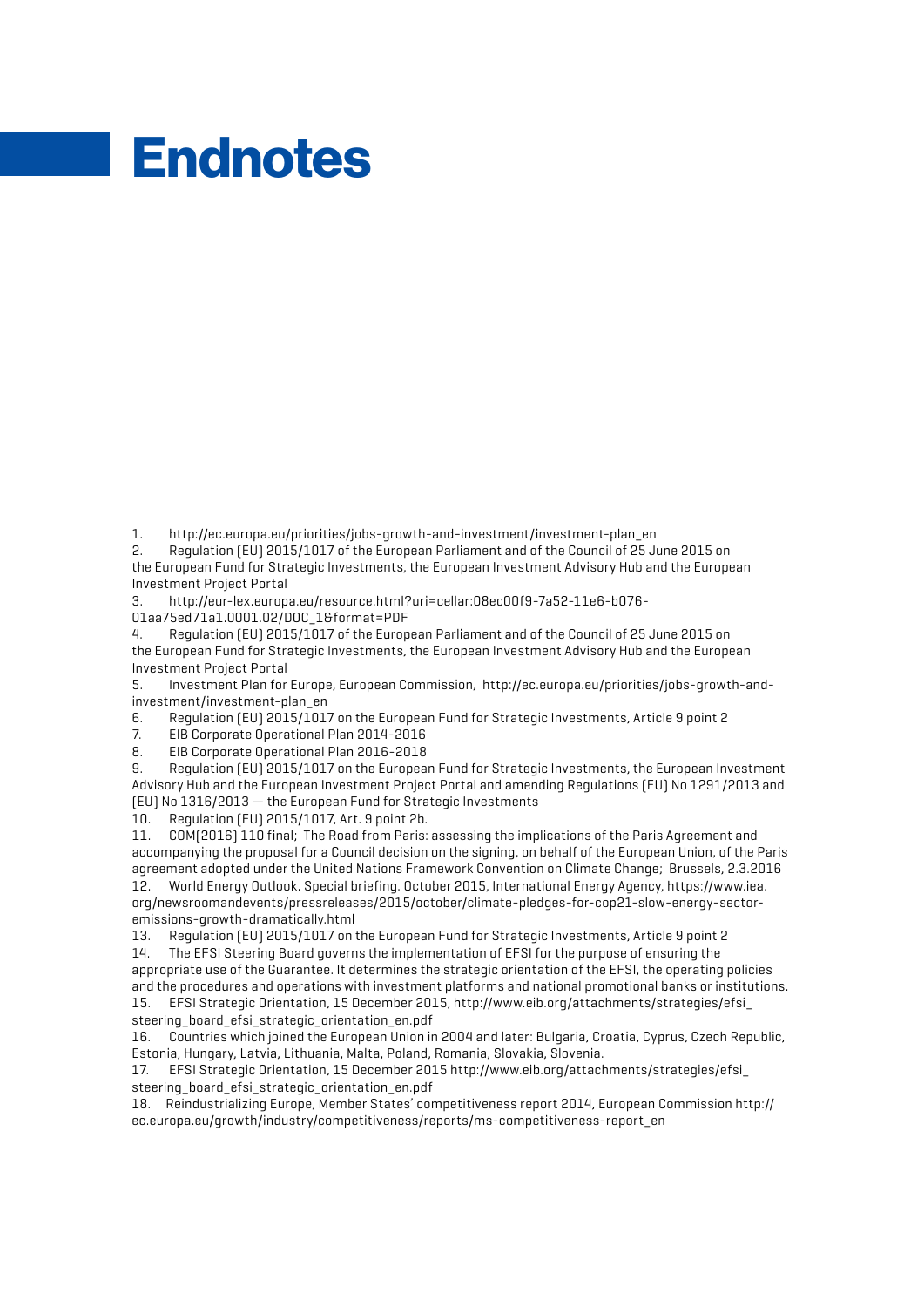# Endnotes

1. http://ec.europa.eu/priorities/jobs-growth-and-investment/investment-plan_en
2. Regulation (EU) 2015/1017 of the European Parliament and of the Council of 25 June 2015 on the European Fund for Strategic Investments, the European Investment Advisory Hub and the European Investment Project Portal
3. http://eur-lex.europa.eu/resource.html?uri=cellar:08ec00f9-7a52-11e6-b076-01aa75ed71a1.0001.02/DOC_1&format=PDF
4. Regulation (EU) 2015/1017 of the European Parliament and of the Council of 25 June 2015 on the European Fund for Strategic Investments, the European Investment Advisory Hub and the European Investment Project Portal
5. Investment Plan for Europe, European Commission, http://ec.europa.eu/priorities/jobs-growth-and-investment/investment-plan_en
6. Regulation (EU) 2015/1017 on the European Fund for Strategic Investments, Article 9 point 2
7. EIB Corporate Operational Plan 2014-2016
8. EIB Corporate Operational Plan 2016-2018
9. Regulation (EU) 2015/1017 on the European Fund for Strategic Investments, the European Investment Advisory Hub and the European Investment Project Portal and amending Regulations (EU) No 1291/2013 and (EU) No 1316/2013 — the European Fund for Strategic Investments
10. Regulation (EU) 2015/1017, Art. 9 point 2b.
11. COM(2016) 110 final; The Road from Paris: assessing the implications of the Paris Agreement and accompanying the proposal for a Council decision on the signing, on behalf of the European Union, of the Paris agreement adopted under the United Nations Framework Convention on Climate Change; Brussels, 2.3.2016
12. World Energy Outlook. Special briefing. October 2015, International Energy Agency, https://www.iea.org/newsroomandevents/pressreleases/2015/october/climate-pledges-for-cop21-slow-energy-sector-emissions-growth-dramatically.html
13. Regulation (EU) 2015/1017 on the European Fund for Strategic Investments, Article 9 point 2
14. The EFSI Steering Board governs the implementation of EFSI for the purpose of ensuring the appropriate use of the Guarantee. It determines the strategic orientation of the EFSI, the operating policies and the procedures and operations with investment platforms and national promotional banks or institutions.
15. EFSI Strategic Orientation, 15 December 2015, http://www.eib.org/attachments/strategies/efsi_steering_board_efsi_strategic_orientation_en.pdf
16. Countries which joined the European Union in 2004 and later: Bulgaria, Croatia, Cyprus, Czech Republic, Estonia, Hungary, Latvia, Lithuania, Malta, Poland, Romania, Slovakia, Slovenia.
17. EFSI Strategic Orientation, 15 December 2015 http://www.eib.org/attachments/strategies/efsi_steering_board_efsi_strategic_orientation_en.pdf
18. Reindustrializing Europe, Member States' competitiveness report 2014, European Commission http://ec.europa.eu/growth/industry/competitiveness/reports/ms-competitiveness-report_en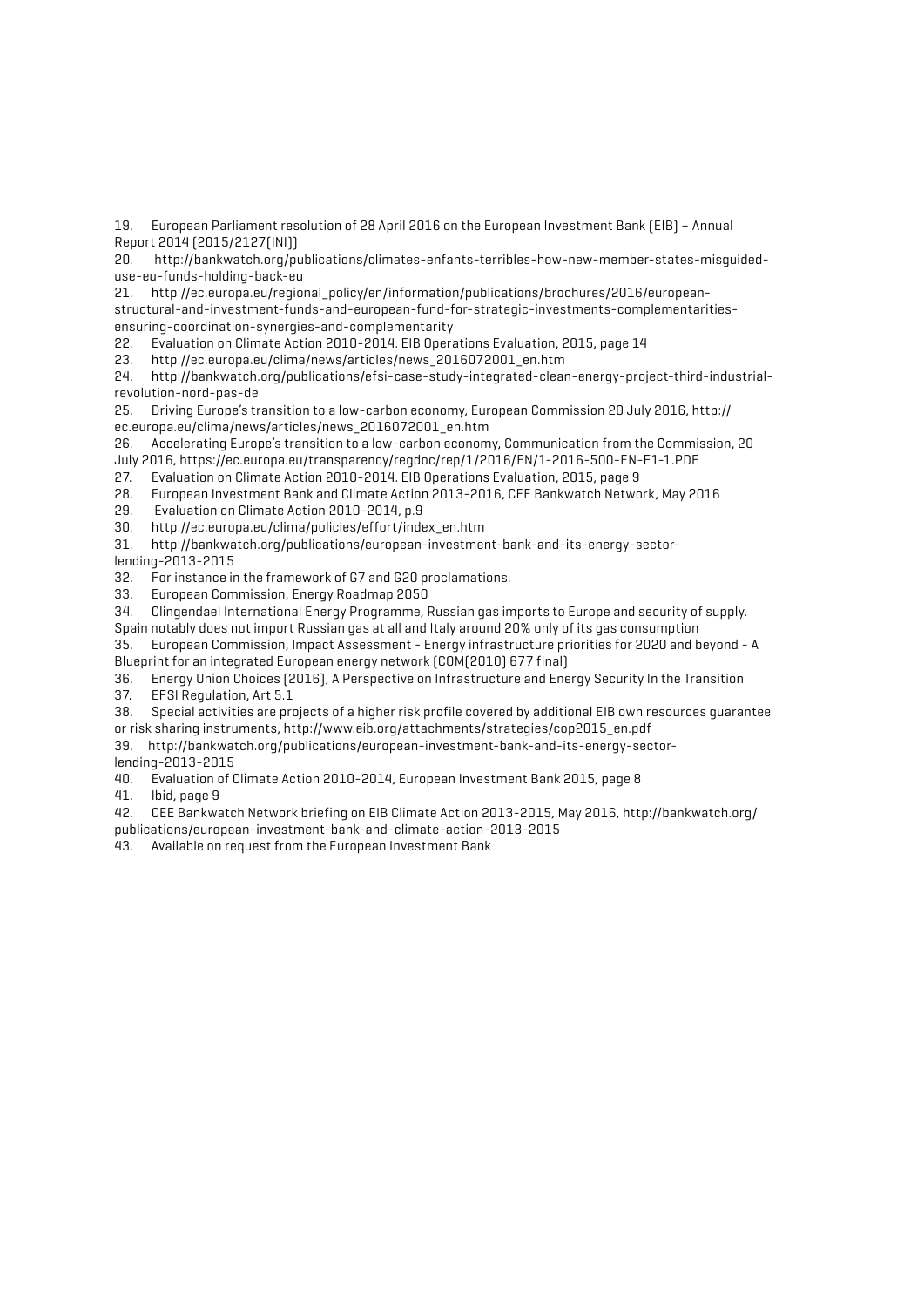19. European Parliament resolution of 28 April 2016 on the European Investment Bank (EIB) – Annual Report 2014 (2015/2127(INI))
20. http://bankwatch.org/publications/climates-enfants-terribles-how-new-member-states-misguided-use-eu-funds-holding-back-eu
21. http://ec.europa.eu/regional_policy/en/information/publications/brochures/2016/european-structural-and-investment-funds-and-european-fund-for-strategic-investments-complementarities-ensuring-coordination-synergies-and-complementarity
22. Evaluation on Climate Action 2010-2014. EIB Operations Evaluation, 2015, page 14
23. http://ec.europa.eu/clima/news/articles/news_2016072001_en.htm
24. http://bankwatch.org/publications/efsi-case-study-integrated-clean-energy-project-third-industrial-revolution-nord-pas-de
25. Driving Europe's transition to a low-carbon economy, European Commission 20 July 2016, http://ec.europa.eu/clima/news/articles/news_2016072001_en.htm
26. Accelerating Europe's transition to a low-carbon economy, Communication from the Commission, 20 July 2016, https://ec.europa.eu/transparency/regdoc/rep/1/2016/EN/1-2016-500-EN-F1-1.PDF
27. Evaluation on Climate Action 2010-2014. EIB Operations Evaluation, 2015, page 9
28. European Investment Bank and Climate Action 2013-2016, CEE Bankwatch Network, May 2016
29. Evaluation on Climate Action 2010-2014, p.9
30. http://ec.europa.eu/clima/policies/effort/index_en.htm
31. http://bankwatch.org/publications/european-investment-bank-and-its-energy-sector-lending-2013-2015
32. For instance in the framework of G7 and G20 proclamations.
33. European Commission, Energy Roadmap 2050
34. Clingendael International Energy Programme, Russian gas imports to Europe and security of supply. Spain notably does not import Russian gas at all and Italy around 20% only of its gas consumption
35. European Commission, Impact Assessment - Energy infrastructure priorities for 2020 and beyond - A Blueprint for an integrated European energy network (COM(2010) 677 final)
36. Energy Union Choices (2016), A Perspective on Infrastructure and Energy Security In the Transition
37. EFSI Regulation, Art 5.1
38. Special activities are projects of a higher risk profile covered by additional EIB own resources guarantee or risk sharing instruments, http://www.eib.org/attachments/strategies/cop2015_en.pdf
39. http://bankwatch.org/publications/european-investment-bank-and-its-energy-sector-lending-2013-2015
40. Evaluation of Climate Action 2010-2014, European Investment Bank 2015, page 8
41. Ibid, page 9
42. CEE Bankwatch Network briefing on EIB Climate Action 2013-2015, May 2016, http://bankwatch.org/publications/european-investment-bank-and-climate-action-2013-2015
43. Available on request from the European Investment Bank